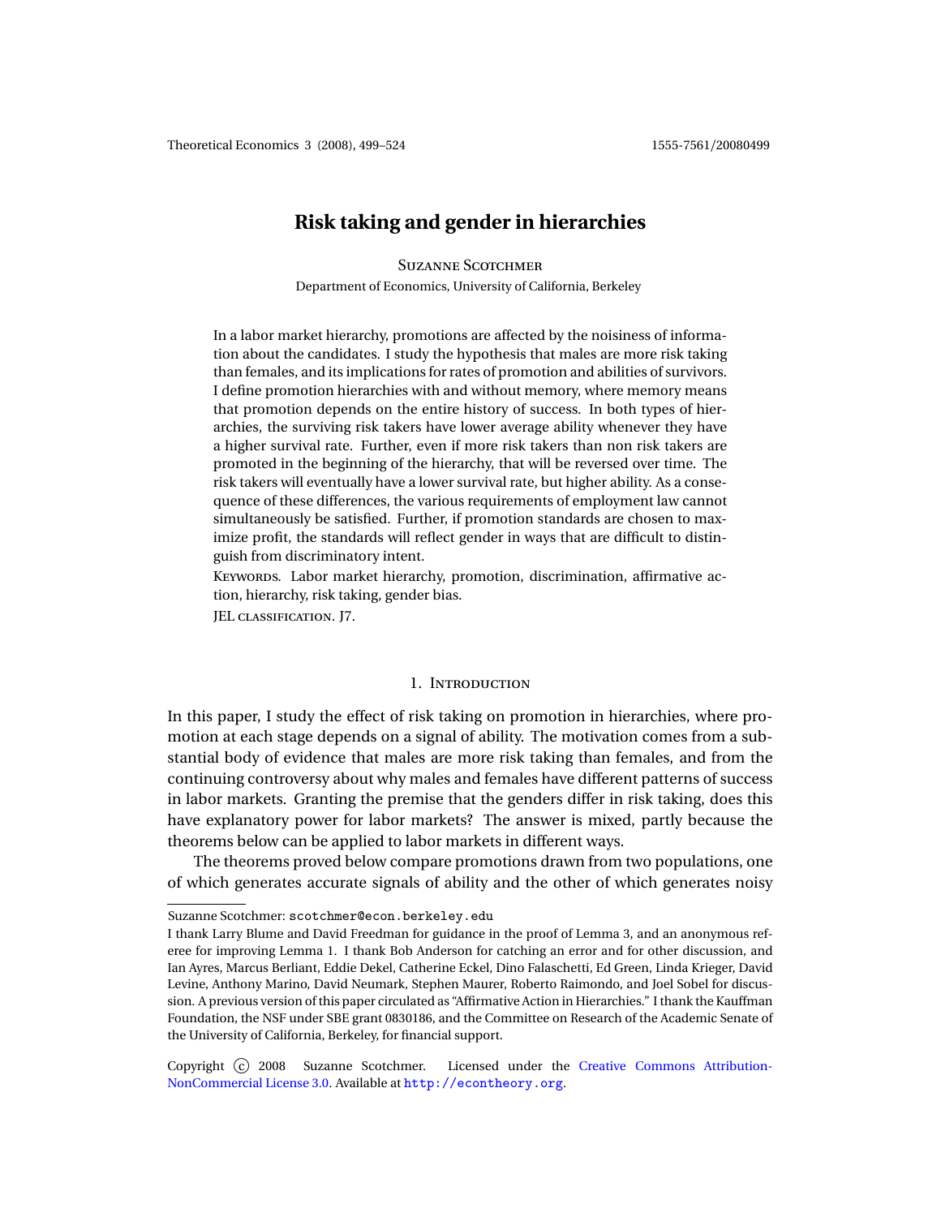# Risk taking and gender in hierarchies

Suzanne Scotchmer
Department of Economics, University of California, Berkeley

In a labor market hierarchy, promotions are affected by the noisiness of information about the candidates. I study the hypothesis that males are more risk taking than females, and its implications for rates of promotion and abilities of survivors. I define promotion hierarchies with and without memory, where memory means that promotion depends on the entire history of success. In both types of hierarchies, the surviving risk takers have lower average ability whenever they have a higher survival rate. Further, even if more risk takers than non risk takers are promoted in the beginning of the hierarchy, that will be reversed over time. The risk takers will eventually have a lower survival rate, but higher ability. As a consequence of these differences, the various requirements of employment law cannot simultaneously be satisfied. Further, if promotion standards are chosen to maximize profit, the standards will reflect gender in ways that are difficult to distinguish from discriminatory intent.

Keywords. Labor market hierarchy, promotion, discrimination, affirmative action, hierarchy, risk taking, gender bias.

JEL classification. J7.

## 1. Introduction

In this paper, I study the effect of risk taking on promotion in hierarchies, where promotion at each stage depends on a signal of ability. The motivation comes from a substantial body of evidence that males are more risk taking than females, and from the continuing controversy about why males and females have different patterns of success in labor markets. Granting the premise that the genders differ in risk taking, does this have explanatory power for labor markets? The answer is mixed, partly because the theorems below can be applied to labor markets in different ways.

The theorems proved below compare promotions drawn from two populations, one of which generates accurate signals of ability and the other of which generates noisy

---

Suzanne Scotchmer: scotchmer@econ.berkeley.edu

I thank Larry Blume and David Freedman for guidance in the proof of Lemma 3, and an anonymous referee for improving Lemma 1. I thank Bob Anderson for catching an error and for other discussion, and Ian Ayres, Marcus Berliant, Eddie Dekel, Catherine Eckel, Dino Falaschetti, Ed Green, Linda Krieger, David Levine, Anthony Marino, David Neumark, Stephen Maurer, Roberto Raimondo, and Joel Sobel for discussion. A previous version of this paper circulated as "Affirmative Action in Hierarchies." I thank the Kauffman Foundation, the NSF under SBE grant 0830186, and the Committee on Research of the Academic Senate of the University of California, Berkeley, for financial support.

Copyright © 2008 Suzanne Scotchmer. Licensed under the Creative Commons Attribution-NonCommercial License 3.0. Available at http://econtheory.org.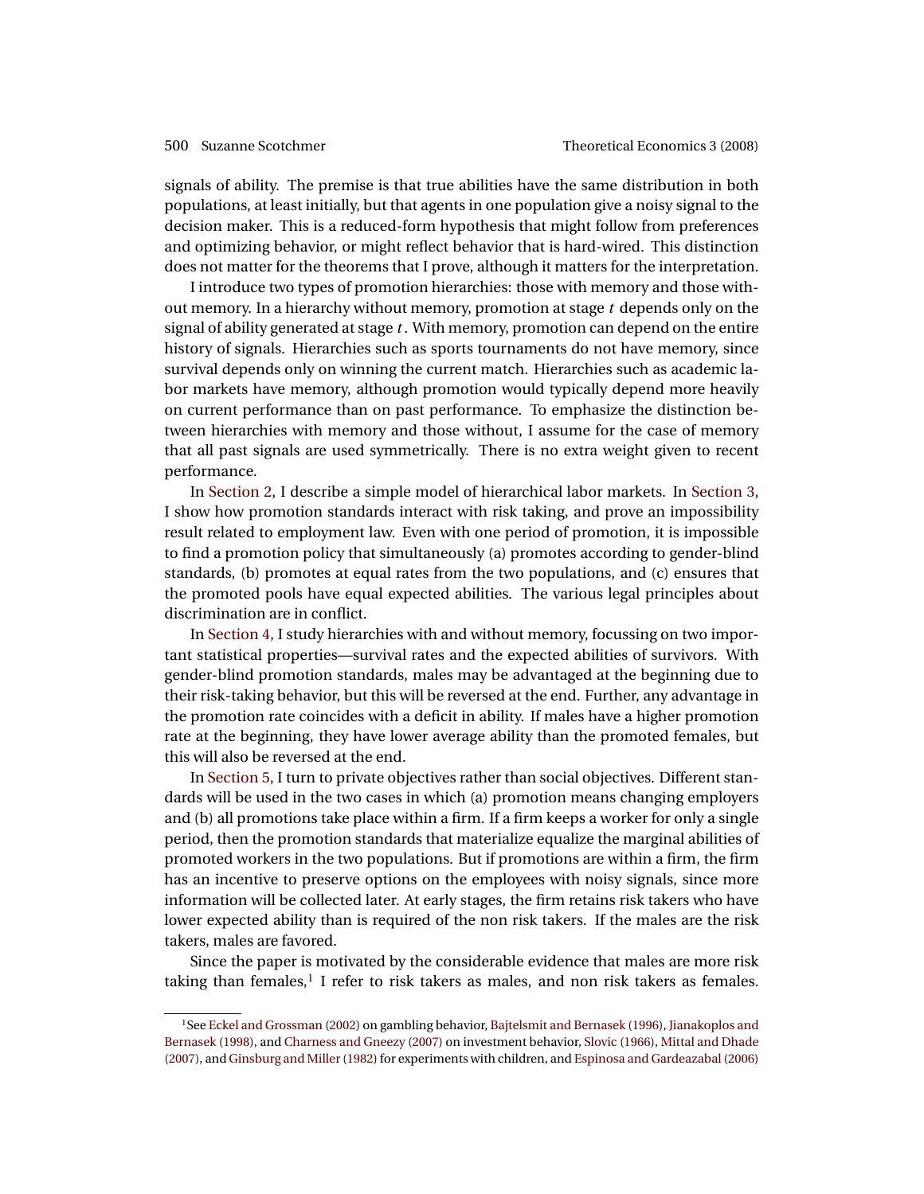signals of ability. The premise is that true abilities have the same distribution in both populations, at least initially, but that agents in one population give a noisy signal to the decision maker. This is a reduced-form hypothesis that might follow from preferences and optimizing behavior, or might reflect behavior that is hard-wired. This distinction does not matter for the theorems that I prove, although it matters for the interpretation.

I introduce two types of promotion hierarchies: those with memory and those without memory. In a hierarchy without memory, promotion at stage $t$ depends only on the signal of ability generated at stage $t$. With memory, promotion can depend on the entire history of signals. Hierarchies such as sports tournaments do not have memory, since survival depends only on winning the current match. Hierarchies such as academic labor markets have memory, although promotion would typically depend more heavily on current performance than on past performance. To emphasize the distinction between hierarchies with memory and those without, I assume for the case of memory that all past signals are used symmetrically. There is no extra weight given to recent performance.

In Section 2, I describe a simple model of hierarchical labor markets. In Section 3, I show how promotion standards interact with risk taking, and prove an impossibility result related to employment law. Even with one period of promotion, it is impossible to find a promotion policy that simultaneously (a) promotes according to gender-blind standards, (b) promotes at equal rates from the two populations, and (c) ensures that the promoted pools have equal expected abilities. The various legal principles about discrimination are in conflict.

In Section 4, I study hierarchies with and without memory, focussing on two important statistical properties—survival rates and the expected abilities of survivors. With gender-blind promotion standards, males may be advantaged at the beginning due to their risk-taking behavior, but this will be reversed at the end. Further, any advantage in the promotion rate coincides with a deficit in ability. If males have a higher promotion rate at the beginning, they have lower average ability than the promoted females, but this will also be reversed at the end.

In Section 5, I turn to private objectives rather than social objectives. Different standards will be used in the two cases in which (a) promotion means changing employers and (b) all promotions take place within a firm. If a firm keeps a worker for only a single period, then the promotion standards that materialize equalize the marginal abilities of promoted workers in the two populations. But if promotions are within a firm, the firm has an incentive to preserve options on the employees with noisy signals, since more information will be collected later. At early stages, the firm retains risk takers who have lower expected ability than is required of the non risk takers. If the males are the risk takers, males are favored.

Since the paper is motivated by the considerable evidence that males are more risk taking than females,[1] I refer to risk takers as males, and non risk takers as females.

[1] See Eckel and Grossman (2002) on gambling behavior, Bajtelsmit and Bernasek (1996), Jianakoplos and Bernasek (1998), and Charness and Gneezy (2007) on investment behavior, Slovic (1966), Mittal and Dhade (2007), and Ginsburg and Miller (1982) for experiments with children, and Espinosa and Gardeazabal (2006)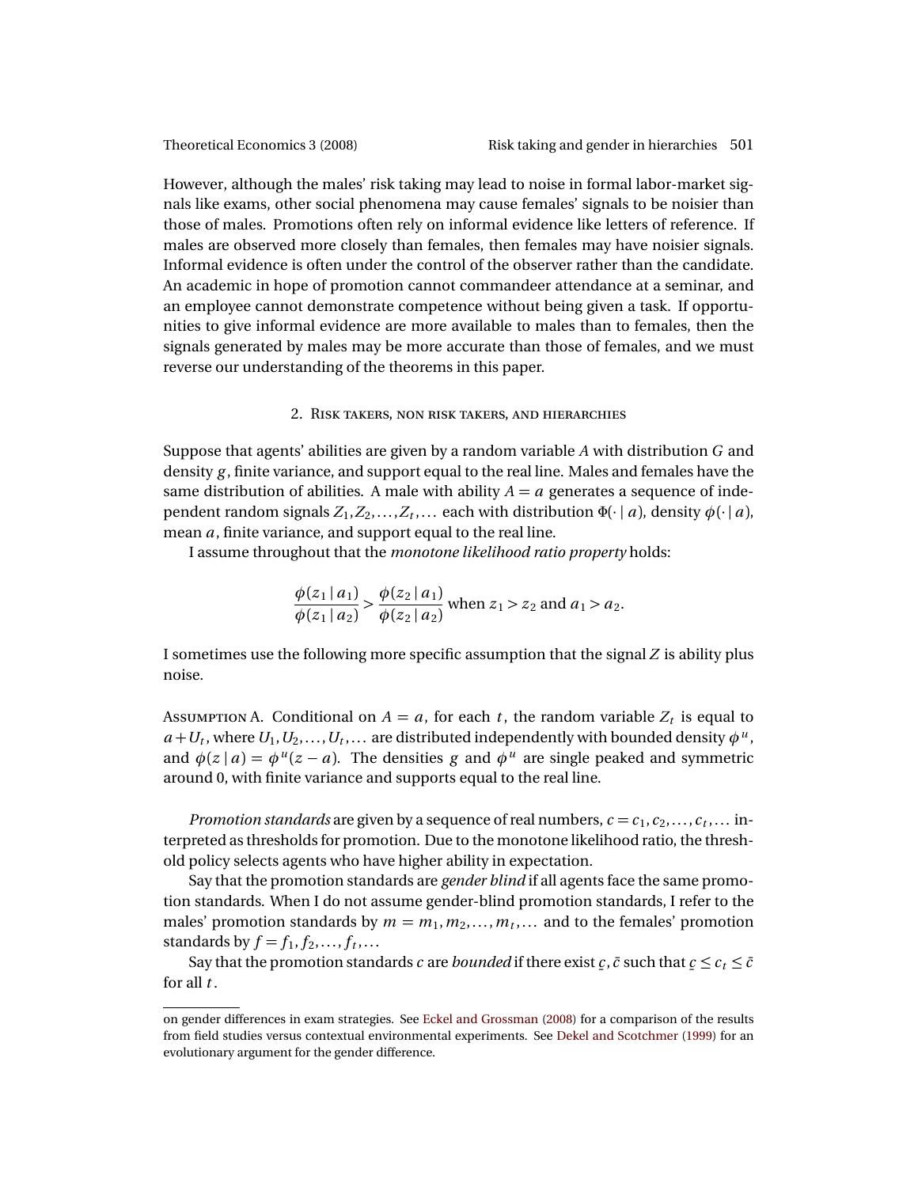However, although the males' risk taking may lead to noise in formal labor-market signals like exams, other social phenomena may cause females' signals to be noisier than those of males. Promotions often rely on informal evidence like letters of reference. If males are observed more closely than females, then females may have noisier signals. Informal evidence is often under the control of the observer rather than the candidate. An academic in hope of promotion cannot commandeer attendance at a seminar, and an employee cannot demonstrate competence without being given a task. If opportunities to give informal evidence are more available to males than to females, then the signals generated by males may be more accurate than those of females, and we must reverse our understanding of the theorems in this paper.

## 2. Risk takers, non risk takers, and hierarchies

Suppose that agents' abilities are given by a random variable $A$ with distribution $G$ and density $g$, finite variance, and support equal to the real line. Males and females have the same distribution of abilities. A male with ability $A = a$ generates a sequence of independent random signals $Z_1, Z_2, \ldots, Z_t, \ldots$ each with distribution $\Phi(\cdot \mid a)$, density $\phi(\cdot \mid a)$, mean $a$, finite variance, and support equal to the real line.

I assume throughout that the *monotone likelihood ratio property* holds:

$$\frac{\phi(z_1 \mid a_1)}{\phi(z_1 \mid a_2)} > \frac{\phi(z_2 \mid a_1)}{\phi(z_2 \mid a_2)} \text{ when } z_1 > z_2 \text{ and } a_1 > a_2.$$

I sometimes use the following more specific assumption that the signal $Z$ is ability plus noise.

Assumption A. Conditional on $A = a$, for each $t$, the random variable $Z_t$ is equal to $a + U_t$, where $U_1, U_2, \ldots, U_t, \ldots$ are distributed independently with bounded density $\phi^u$, and $\phi(z \mid a) = \phi^u(z - a)$. The densities $g$ and $\phi^u$ are single peaked and symmetric around 0, with finite variance and supports equal to the real line.

*Promotion standards* are given by a sequence of real numbers, $c = c_1, c_2, \ldots, c_t, \ldots$ interpreted as thresholds for promotion. Due to the monotone likelihood ratio, the threshold policy selects agents who have higher ability in expectation.

Say that the promotion standards are *gender blind* if all agents face the same promotion standards. When I do not assume gender-blind promotion standards, I refer to the males' promotion standards by $m = m_1, m_2, \ldots, m_t, \ldots$ and to the females' promotion standards by $f = f_1, f_2, \ldots, f_t, \ldots$

Say that the promotion standards $c$ are *bounded* if there exist $\underline{c}, \bar{c}$ such that $\underline{c} \leq c_t \leq \bar{c}$ for all $t$.

---

on gender differences in exam strategies. See Eckel and Grossman (2008) for a comparison of the results from field studies versus contextual environmental experiments. See Dekel and Scotchmer (1999) for an evolutionary argument for the gender difference.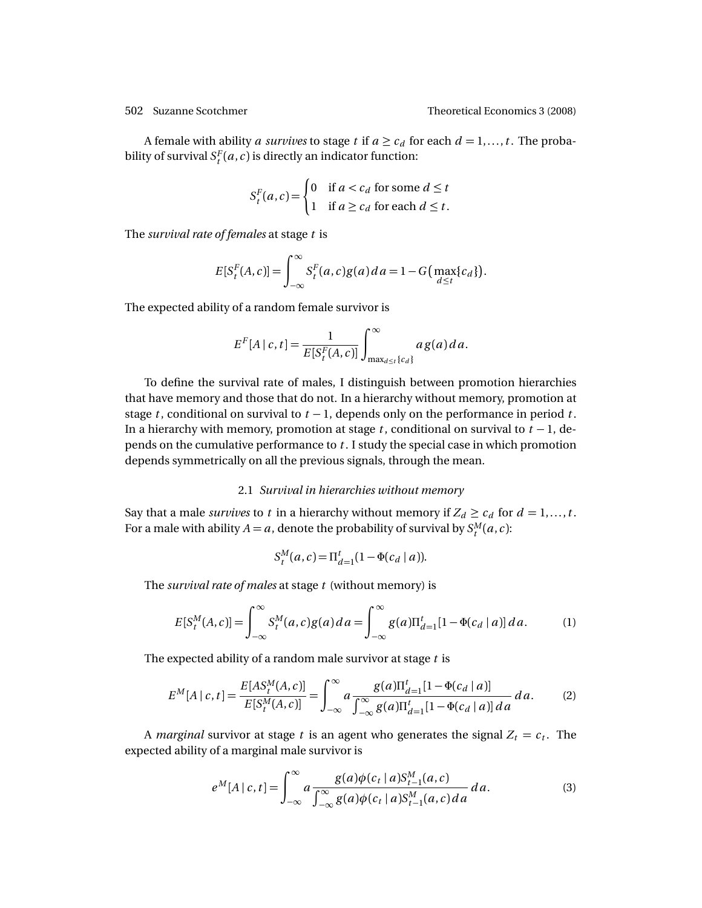A female with ability $a$ *survives* to stage $t$ if $a \geq c_d$ for each $d = 1, \ldots, t$. The probability of survival $S_t^F(a, c)$ is directly an indicator function:

$$S_t^F(a,c) = \begin{cases} 0 & \text{if } a < c_d \text{ for some } d \leq t \\ 1 & \text{if } a \geq c_d \text{ for each } d \leq t. \end{cases}$$

The *survival rate of females* at stage $t$ is

$$E[S_t^F(A,c)] = \int_{-\infty}^{\infty} S_t^F(a,c) g(a)\, da = 1 - G\big(\max_{d \leq t}\{c_d\}\big).$$

The expected ability of a random female survivor is

$$E^F[A \mid c, t] = \frac{1}{E[S_t^F(A,c)]} \int_{\max_{d \leq t}\{c_d\}}^{\infty} a\, g(a)\, da.$$

To define the survival rate of males, I distinguish between promotion hierarchies that have memory and those that do not. In a hierarchy without memory, promotion at stage $t$, conditional on survival to $t-1$, depends only on the performance in period $t$. In a hierarchy with memory, promotion at stage $t$, conditional on survival to $t-1$, depends on the cumulative performance to $t$. I study the special case in which promotion depends symmetrically on all the previous signals, through the mean.

### 2.1 *Survival in hierarchies without memory*

Say that a male *survives* to $t$ in a hierarchy without memory if $Z_d \geq c_d$ for $d = 1, \ldots, t$. For a male with ability $A = a$, denote the probability of survival by $S_t^M(a, c)$:

$$S_t^M(a,c) = \Pi_{d=1}^t (1 - \Phi(c_d \mid a)).$$

The *survival rate of males* at stage $t$ (without memory) is

$$E[S_t^M(A,c)] = \int_{-\infty}^{\infty} S_t^M(a,c) g(a)\, da = \int_{-\infty}^{\infty} g(a) \Pi_{d=1}^t [1 - \Phi(c_d \mid a)]\, da. \tag{1}$$

The expected ability of a random male survivor at stage $t$ is

$$E^M[A \mid c, t] = \frac{E[A S_t^M(A,c)]}{E[S_t^M(A,c)]} = \int_{-\infty}^{\infty} a \frac{g(a) \Pi_{d=1}^t [1 - \Phi(c_d \mid a)]}{\int_{-\infty}^{\infty} g(a) \Pi_{d=1}^t [1 - \Phi(c_d \mid a)]\, da}\, da. \tag{2}$$

A *marginal* survivor at stage $t$ is an agent who generates the signal $Z_t = c_t$. The expected ability of a marginal male survivor is

$$e^M[A \mid c, t] = \int_{-\infty}^{\infty} a \frac{g(a) \phi(c_t \mid a) S_{t-1}^M(a,c)}{\int_{-\infty}^{\infty} g(a) \phi(c_t \mid a) S_{t-1}^M(a,c)\, da}\, da. \tag{3}$$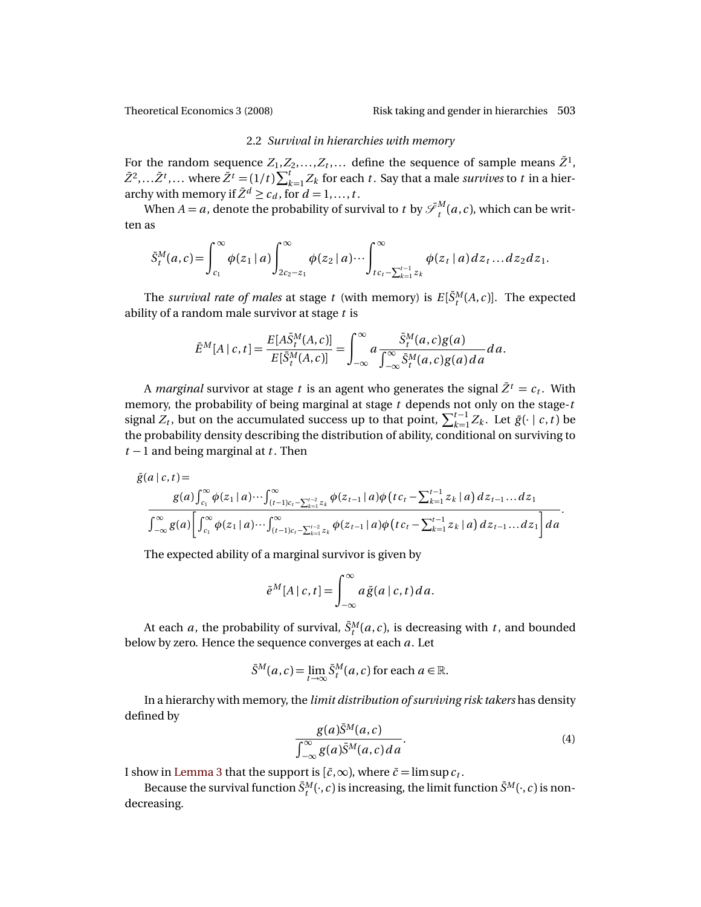### 2.2 *Survival in hierarchies with memory*

For the random sequence $Z_1, Z_2, \ldots, Z_t, \ldots$ define the sequence of sample means $\bar{Z}^1, \bar{Z}^2, \ldots \bar{Z}^t, \ldots$ where $\bar{Z}^t = (1/t)\sum_{k=1}^{t} Z_k$ for each $t$. Say that a male *survives* to $t$ in a hierarchy with memory if $\bar{Z}^d \geq c_d$, for $d = 1, \ldots, t$.

When $A = a$, denote the probability of survival to $t$ by $\bar{\mathscr{S}}_t^M(a, c)$, which can be written as

$$\bar{S}_t^M(a,c) = \int_{c_1}^{\infty} \phi(z_1 \mid a) \int_{2c_2 - z_1}^{\infty} \phi(z_2 \mid a) \cdots \int_{tc_t - \sum_{k=1}^{t-1} z_k}^{\infty} \phi(z_t \mid a)\, dz_t \ldots dz_2 dz_1.$$

The *survival rate of males* at stage $t$ (with memory) is $E[\bar{S}_t^M(A, c)]$. The expected ability of a random male survivor at stage $t$ is

$$\bar{E}^M[A \mid c, t] = \frac{E[A\bar{S}_t^M(A,c)]}{E[\bar{S}_t^M(A,c)]} = \int_{-\infty}^{\infty} a \frac{\bar{S}_t^M(a,c) g(a)}{\int_{-\infty}^{\infty} \bar{S}_t^M(a,c) g(a)\, da} da.$$

A *marginal* survivor at stage $t$ is an agent who generates the signal $\bar{Z}^t = c_t$. With memory, the probability of being marginal at stage $t$ depends not only on the stage-$t$ signal $Z_t$, but on the accumulated success up to that point, $\sum_{k=1}^{t-1} Z_k$. Let $\bar{g}(\cdot \mid c, t)$ be the probability density describing the distribution of ability, conditional on surviving to $t-1$ and being marginal at $t$. Then

$$\bar{g}(a \mid c, t) = \frac{g(a) \int_{c_1}^{\infty} \phi(z_1 \mid a) \cdots \int_{(t-1)c_t - \sum_{k=1}^{t-2} z_k}^{\infty} \phi(z_{t-1} \mid a) \phi\left(tc_t - \sum_{k=1}^{t-1} z_k \mid a\right) dz_{t-1} \ldots dz_1}{\int_{-\infty}^{\infty} g(a) \left[ \int_{c_1}^{\infty} \phi(z_1 \mid a) \cdots \int_{(t-1)c_t - \sum_{k=1}^{t-2} z_k}^{\infty} \phi(z_{t-1} \mid a) \phi\left(tc_t - \sum_{k=1}^{t-1} z_k \mid a\right) dz_{t-1} \ldots dz_1 \right] da}.$$

The expected ability of a marginal survivor is given by

$$\bar{e}^M[A \mid c, t] = \int_{-\infty}^{\infty} a\, \bar{g}(a \mid c, t)\, da.$$

At each $a$, the probability of survival, $\bar{S}_t^M(a, c)$, is decreasing with $t$, and bounded below by zero. Hence the sequence converges at each $a$. Let

$$\bar{S}^M(a,c) = \lim_{t \to \infty} \bar{S}_t^M(a,c) \text{ for each } a \in \mathbb{R}.$$

In a hierarchy with memory, the *limit distribution of surviving risk takers* has density defined by

$$\frac{g(a)\bar{S}^M(a,c)}{\int_{-\infty}^{\infty} g(a)\bar{S}^M(a,c)\, da}. \tag{4}$$

I show in Lemma 3 that the support is $[\bar{c}, \infty)$, where $\bar{c} = \limsup c_t$.

Because the survival function $\bar{S}_t^M(\cdot, c)$ is increasing, the limit function $\bar{S}^M(\cdot, c)$ is nondecreasing.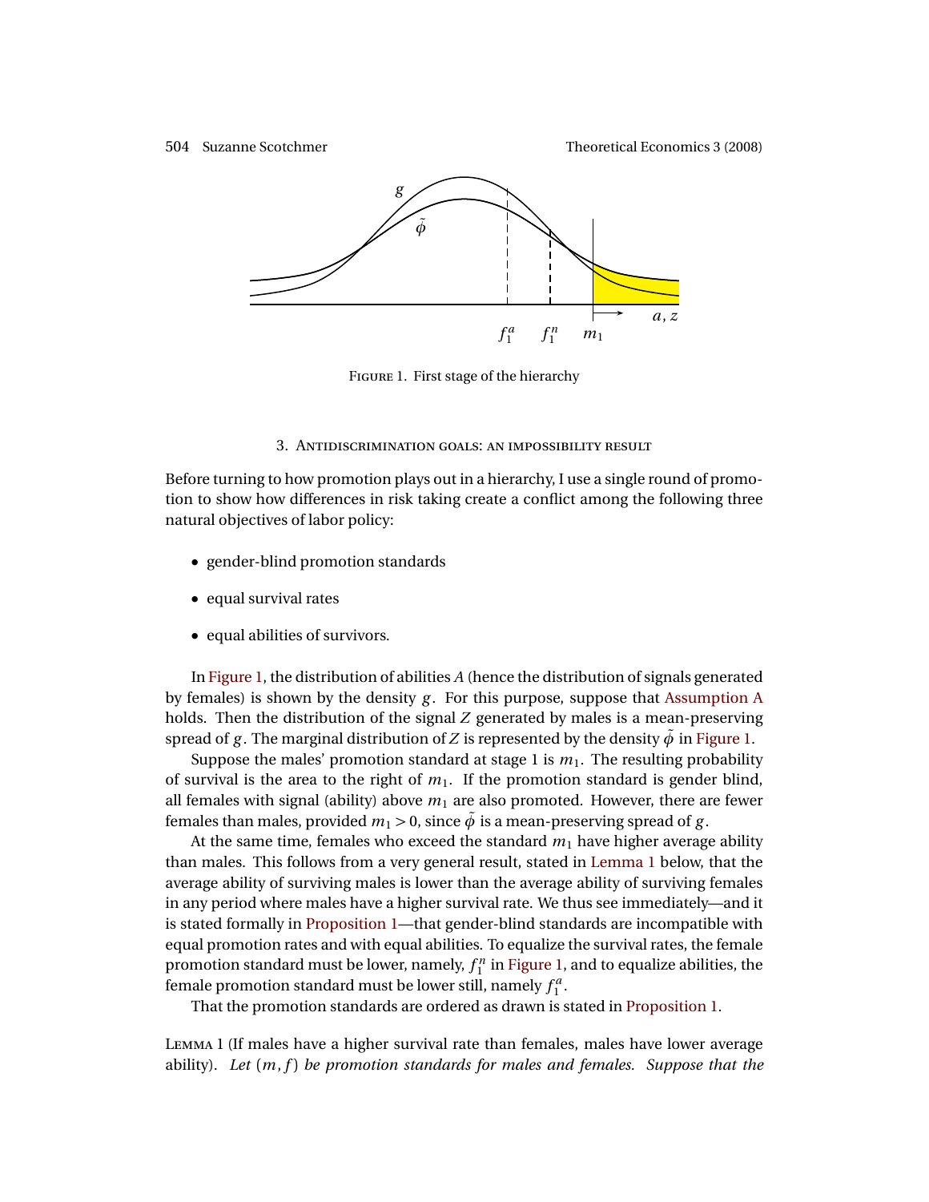FIGURE 1. First stage of the hierarchy

## 3. Antidiscrimination goals: an impossibility result

Before turning to how promotion plays out in a hierarchy, I use a single round of promotion to show how differences in risk taking create a conflict among the following three natural objectives of labor policy:

- gender-blind promotion standards
- equal survival rates
- equal abilities of survivors.

In Figure 1, the distribution of abilities $A$ (hence the distribution of signals generated by females) is shown by the density $g$. For this purpose, suppose that Assumption A holds. Then the distribution of the signal $Z$ generated by males is a mean-preserving spread of $g$. The marginal distribution of $Z$ is represented by the density $\tilde{\phi}$ in Figure 1.

Suppose the males' promotion standard at stage 1 is $m_1$. The resulting probability of survival is the area to the right of $m_1$. If the promotion standard is gender blind, all females with signal (ability) above $m_1$ are also promoted. However, there are fewer females than males, provided $m_1 > 0$, since $\tilde{\phi}$ is a mean-preserving spread of $g$.

At the same time, females who exceed the standard $m_1$ have higher average ability than males. This follows from a very general result, stated in Lemma 1 below, that the average ability of surviving males is lower than the average ability of surviving females in any period where males have a higher survival rate. We thus see immediately—and it is stated formally in Proposition 1—that gender-blind standards are incompatible with equal promotion rates and with equal abilities. To equalize the survival rates, the female promotion standard must be lower, namely, $f_1^n$ in Figure 1, and to equalize abilities, the female promotion standard must be lower still, namely $f_1^a$.

That the promotion standards are ordered as drawn is stated in Proposition 1.

LEMMA 1 (If males have a higher survival rate than females, males have lower average ability). *Let $(m, f)$ be promotion standards for males and females. Suppose that the*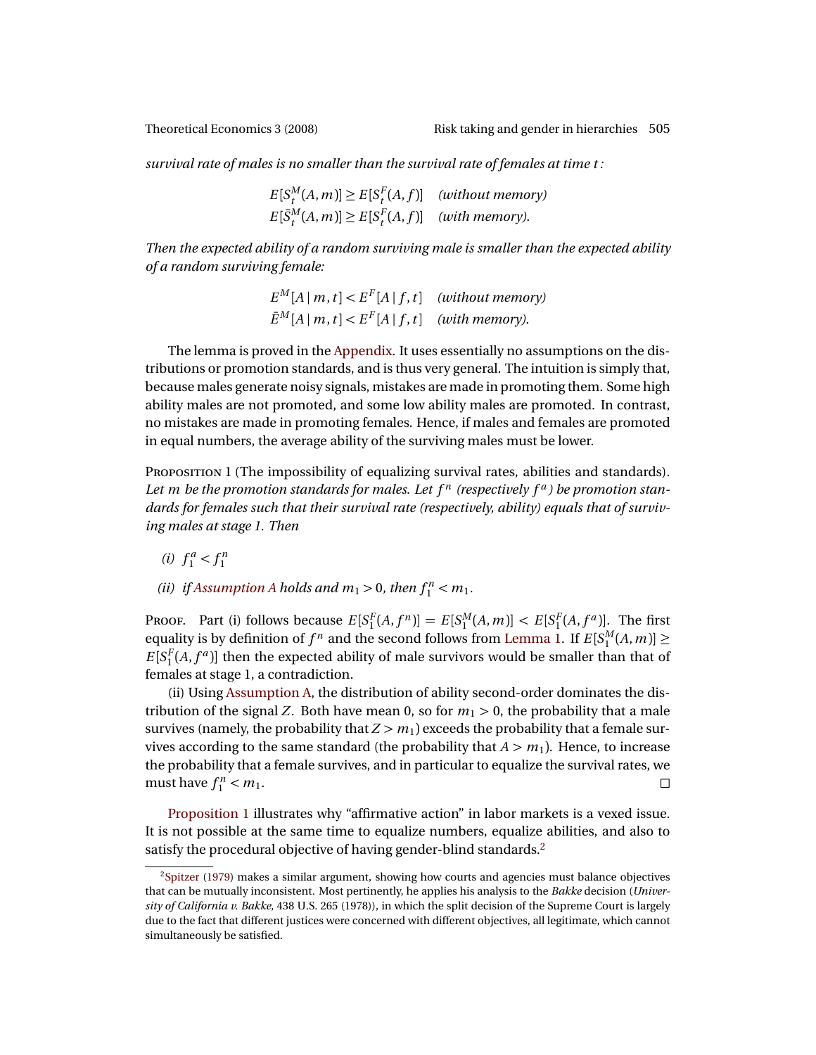*survival rate of males is no smaller than the survival rate of females at time t:*

$$E[S_t^M(A,m)] \geq E[S_t^F(A,f)] \quad \textit{(without memory)}$$
$$E[\bar{S}_t^M(A,m)] \geq E[S_t^F(A,f)] \quad \textit{(with memory).}$$

*Then the expected ability of a random surviving male is smaller than the expected ability of a random surviving female:*

$$E^M[A \mid m,t] < E^F[A \mid f,t] \quad \textit{(without memory)}$$
$$\bar{E}^M[A \mid m,t] < E^F[A \mid f,t] \quad \textit{(with memory).}$$

The lemma is proved in the Appendix. It uses essentially no assumptions on the distributions or promotion standards, and is thus very general. The intuition is simply that, because males generate noisy signals, mistakes are made in promoting them. Some high ability males are not promoted, and some low ability males are promoted. In contrast, no mistakes are made in promoting females. Hence, if males and females are promoted in equal numbers, the average ability of the surviving males must be lower.

Proposition 1 (The impossibility of equalizing survival rates, abilities and standards). *Let $m$ be the promotion standards for males. Let $f^n$ (respectively $f^a$) be promotion standards for females such that their survival rate (respectively, ability) equals that of surviving males at stage 1. Then*

*(i)* $f_1^a < f_1^n$

*(ii) if Assumption A holds and $m_1 > 0$, then $f_1^n < m_1$.*

Proof. Part (i) follows because $E[S_1^F(A,f^n)] = E[S_1^M(A,m)] < E[S_1^F(A,f^a)]$. The first equality is by definition of $f^n$ and the second follows from Lemma 1. If $E[S_1^M(A,m)] \geq E[S_1^F(A,f^a)]$ then the expected ability of male survivors would be smaller than that of females at stage 1, a contradiction.

(ii) Using Assumption A, the distribution of ability second-order dominates the distribution of the signal $Z$. Both have mean 0, so for $m_1 > 0$, the probability that a male survives (namely, the probability that $Z > m_1$) exceeds the probability that a female survives according to the same standard (the probability that $A > m_1$). Hence, to increase the probability that a female survives, and in particular to equalize the survival rates, we must have $f_1^n < m_1$. □

Proposition 1 illustrates why "affirmative action" in labor markets is a vexed issue. It is not possible at the same time to equalize numbers, equalize abilities, and also to satisfy the procedural objective of having gender-blind standards.[2]

[2] Spitzer (1979) makes a similar argument, showing how courts and agencies must balance objectives that can be mutually inconsistent. Most pertinently, he applies his analysis to the *Bakke* decision (*University of California v. Bakke*, 438 U.S. 265 (1978)), in which the split decision of the Supreme Court is largely due to the fact that different justices were concerned with different objectives, all legitimate, which cannot simultaneously be satisfied.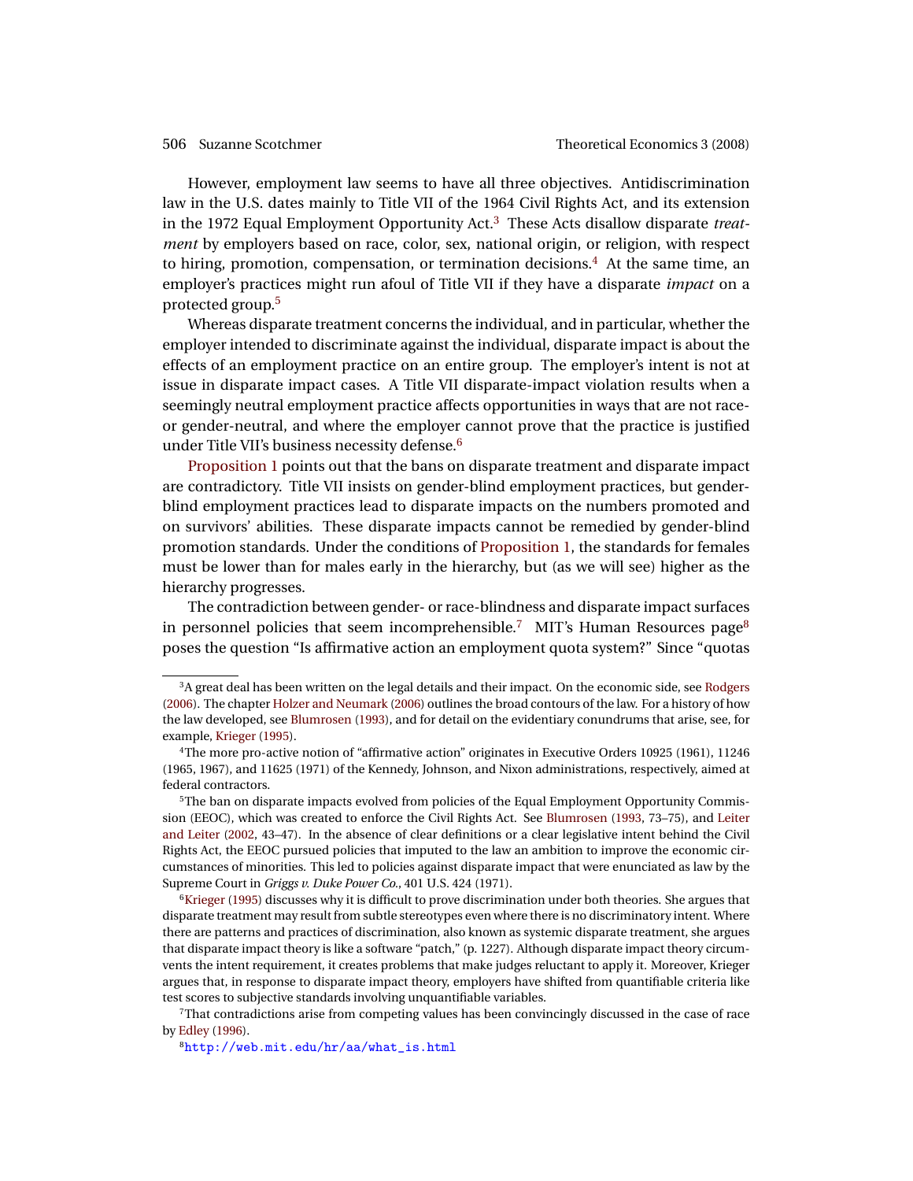However, employment law seems to have all three objectives. Antidiscrimination law in the U.S. dates mainly to Title VII of the 1964 Civil Rights Act, and its extension in the 1972 Equal Employment Opportunity Act.[3] These Acts disallow disparate *treatment* by employers based on race, color, sex, national origin, or religion, with respect to hiring, promotion, compensation, or termination decisions.[4] At the same time, an employer's practices might run afoul of Title VII if they have a disparate *impact* on a protected group.[5]

Whereas disparate treatment concerns the individual, and in particular, whether the employer intended to discriminate against the individual, disparate impact is about the effects of an employment practice on an entire group. The employer's intent is not at issue in disparate impact cases. A Title VII disparate-impact violation results when a seemingly neutral employment practice affects opportunities in ways that are not race- or gender-neutral, and where the employer cannot prove that the practice is justified under Title VII's business necessity defense.[6]

Proposition 1 points out that the bans on disparate treatment and disparate impact are contradictory. Title VII insists on gender-blind employment practices, but gender-blind employment practices lead to disparate impacts on the numbers promoted and on survivors' abilities. These disparate impacts cannot be remedied by gender-blind promotion standards. Under the conditions of Proposition 1, the standards for females must be lower than for males early in the hierarchy, but (as we will see) higher as the hierarchy progresses.

The contradiction between gender- or race-blindness and disparate impact surfaces in personnel policies that seem incomprehensible.[7] MIT's Human Resources page[8] poses the question "Is affirmative action an employment quota system?" Since "quotas

---

[3] A great deal has been written on the legal details and their impact. On the economic side, see Rodgers (2006). The chapter Holzer and Neumark (2006) outlines the broad contours of the law. For a history of how the law developed, see Blumrosen (1993), and for detail on the evidentiary conundrums that arise, see, for example, Krieger (1995).

[4] The more pro-active notion of "affirmative action" originates in Executive Orders 10925 (1961), 11246 (1965, 1967), and 11625 (1971) of the Kennedy, Johnson, and Nixon administrations, respectively, aimed at federal contractors.

[5] The ban on disparate impacts evolved from policies of the Equal Employment Opportunity Commission (EEOC), which was created to enforce the Civil Rights Act. See Blumrosen (1993, 73–75), and Leiter and Leiter (2002, 43–47). In the absence of clear definitions or a clear legislative intent behind the Civil Rights Act, the EEOC pursued policies that imputed to the law an ambition to improve the economic circumstances of minorities. This led to policies against disparate impact that were enunciated as law by the Supreme Court in *Griggs v. Duke Power Co.*, 401 U.S. 424 (1971).

[6] Krieger (1995) discusses why it is difficult to prove discrimination under both theories. She argues that disparate treatment may result from subtle stereotypes even where there is no discriminatory intent. Where there are patterns and practices of discrimination, also known as systemic disparate treatment, she argues that disparate impact theory is like a software "patch," (p. 1227). Although disparate impact theory circumvents the intent requirement, it creates problems that make judges reluctant to apply it. Moreover, Krieger argues that, in response to disparate impact theory, employers have shifted from quantifiable criteria like test scores to subjective standards involving unquantifiable variables.

[7] That contradictions arise from competing values has been convincingly discussed in the case of race by Edley (1996).

[8] http://web.mit.edu/hr/aa/what_is.html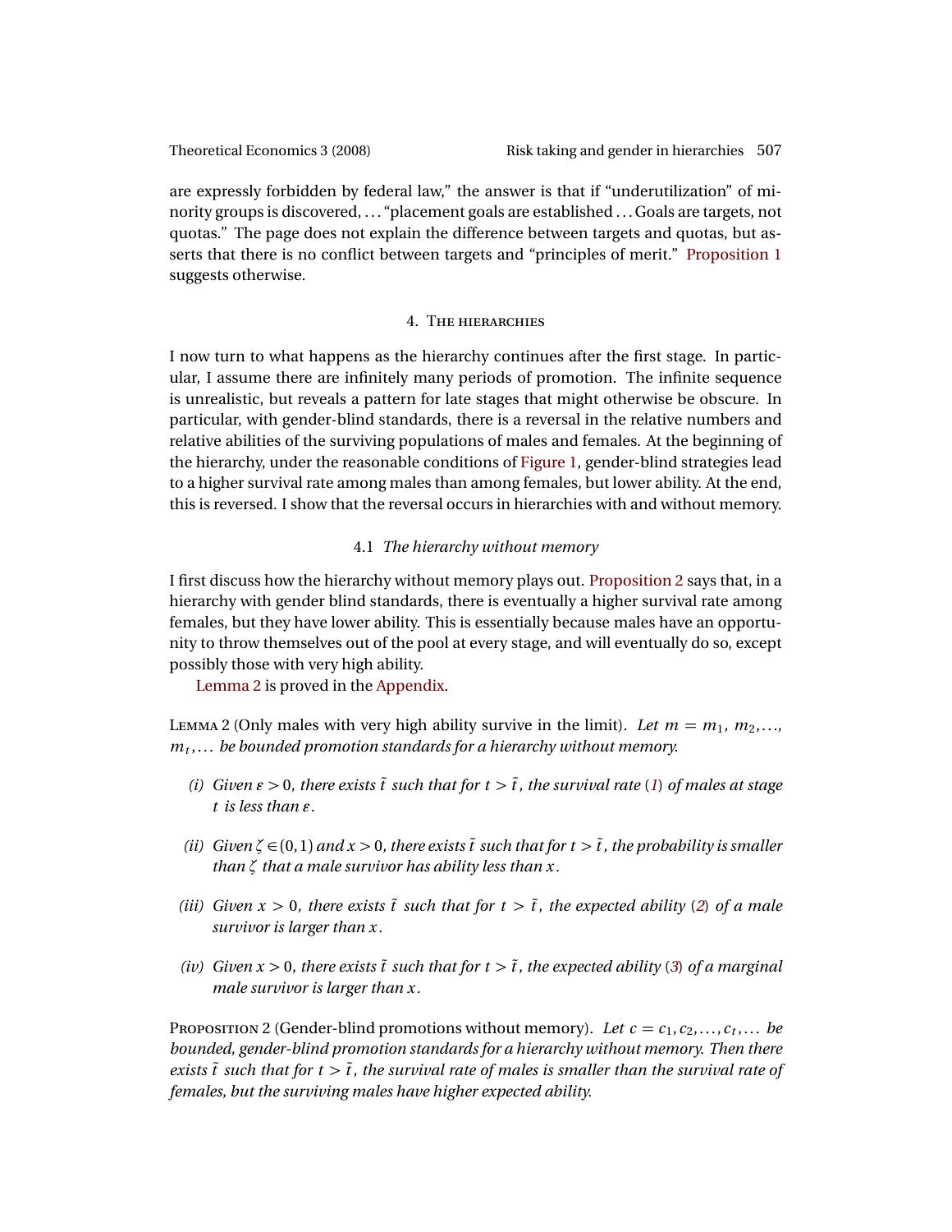are expressly forbidden by federal law," the answer is that if "underutilization" of minority groups is discovered, ... "placement goals are established ... Goals are targets, not quotas." The page does not explain the difference between targets and quotas, but asserts that there is no conflict between targets and "principles of merit." Proposition 1 suggests otherwise.

## 4. The hierarchies

I now turn to what happens as the hierarchy continues after the first stage. In particular, I assume there are infinitely many periods of promotion. The infinite sequence is unrealistic, but reveals a pattern for late stages that might otherwise be obscure. In particular, with gender-blind standards, there is a reversal in the relative numbers and relative abilities of the surviving populations of males and females. At the beginning of the hierarchy, under the reasonable conditions of Figure 1, gender-blind strategies lead to a higher survival rate among males than among females, but lower ability. At the end, this is reversed. I show that the reversal occurs in hierarchies with and without memory.

### 4.1 *The hierarchy without memory*

I first discuss how the hierarchy without memory plays out. Proposition 2 says that, in a hierarchy with gender blind standards, there is eventually a higher survival rate among females, but they have lower ability. This is essentially because males have an opportunity to throw themselves out of the pool at every stage, and will eventually do so, except possibly those with very high ability.

Lemma 2 is proved in the Appendix.

Lemma 2 (Only males with very high ability survive in the limit). *Let $m = m_1, m_2, \ldots, m_t, \ldots$ be bounded promotion standards for a hierarchy without memory.*

- *(i) Given $\varepsilon > 0$, there exists $\tilde{t}$ such that for $t > \tilde{t}$, the survival rate (1) of males at stage $t$ is less than $\varepsilon$.*
- *(ii) Given $\zeta \in (0,1)$ and $x > 0$, there exists $\tilde{t}$ such that for $t > \tilde{t}$, the probability is smaller than $\zeta$ that a male survivor has ability less than $x$.*
- *(iii) Given $x > 0$, there exists $\tilde{t}$ such that for $t > \tilde{t}$, the expected ability (2) of a male survivor is larger than $x$.*
- *(iv) Given $x > 0$, there exists $\tilde{t}$ such that for $t > \tilde{t}$, the expected ability (3) of a marginal male survivor is larger than $x$.*

Proposition 2 (Gender-blind promotions without memory). *Let $c = c_1, c_2, \ldots, c_t, \ldots$ be bounded, gender-blind promotion standards for a hierarchy without memory. Then there exists $\tilde{t}$ such that for $t > \tilde{t}$, the survival rate of males is smaller than the survival rate of females, but the surviving males have higher expected ability.*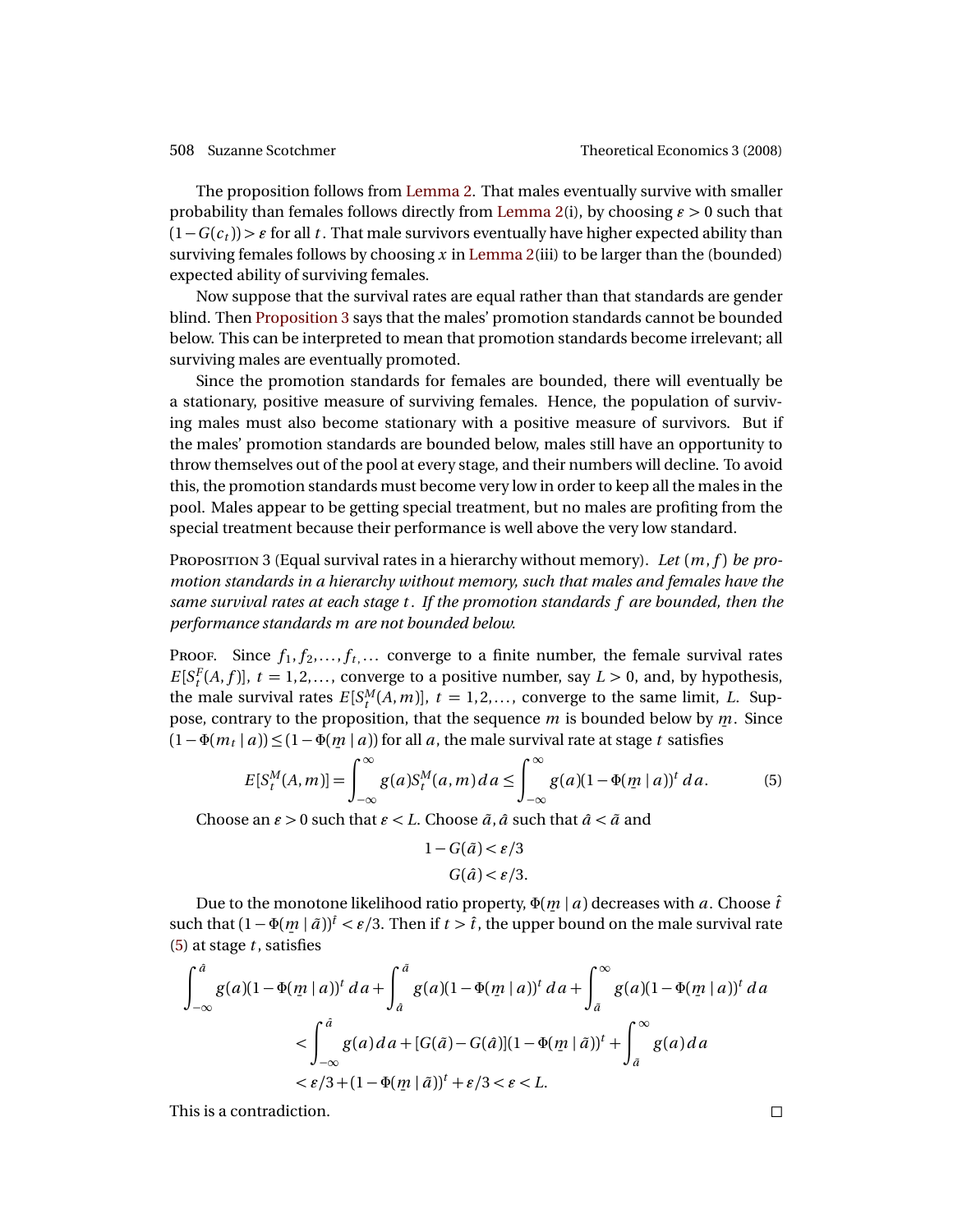The proposition follows from Lemma 2. That males eventually survive with smaller probability than females follows directly from Lemma 2(i), by choosing $\varepsilon > 0$ such that $(1 - G(c_t)) > \varepsilon$ for all $t$. That male survivors eventually have higher expected ability than surviving females follows by choosing $x$ in Lemma 2(iii) to be larger than the (bounded) expected ability of surviving females.

Now suppose that the survival rates are equal rather than that standards are gender blind. Then Proposition 3 says that the males' promotion standards cannot be bounded below. This can be interpreted to mean that promotion standards become irrelevant; all surviving males are eventually promoted.

Since the promotion standards for females are bounded, there will eventually be a stationary, positive measure of surviving females. Hence, the population of surviving males must also become stationary with a positive measure of survivors. But if the males' promotion standards are bounded below, males still have an opportunity to throw themselves out of the pool at every stage, and their numbers will decline. To avoid this, the promotion standards must become very low in order to keep all the males in the pool. Males appear to be getting special treatment, but no males are profiting from the special treatment because their performance is well above the very low standard.

Proposition 3 (Equal survival rates in a hierarchy without memory). *Let $(m, f)$ be promotion standards in a hierarchy without memory, such that males and females have the same survival rates at each stage $t$. If the promotion standards $f$ are bounded, then the performance standards $m$ are not bounded below.*

Proof. Since $f_1, f_2, \ldots, f_t, \ldots$ converge to a finite number, the female survival rates $E[S_t^F(A, f)]$, $t = 1, 2, \ldots$, converge to a positive number, say $L > 0$, and, by hypothesis, the male survival rates $E[S_t^M(A, m)]$, $t = 1, 2, \ldots$, converge to the same limit, $L$. Suppose, contrary to the proposition, that the sequence $m$ is bounded below by $\underline{m}$. Since $(1 - \Phi(m_t \mid a)) \le (1 - \Phi(\underline{m} \mid a))$ for all $a$, the male survival rate at stage $t$ satisfies

$$E[S_t^M(A, m)] = \int_{-\infty}^{\infty} g(a) S_t^M(a, m)\, da \le \int_{-\infty}^{\infty} g(a)(1 - \Phi(\underline{m} \mid a))^t\, da. \tag{5}$$

Choose an $\varepsilon > 0$ such that $\varepsilon < L$. Choose $\tilde{a}, \hat{a}$ such that $\hat{a} < \tilde{a}$ and

$$1 - G(\tilde{a}) < \varepsilon/3$$
$$G(\hat{a}) < \varepsilon/3.$$

Due to the monotone likelihood ratio property, $\Phi(\underline{m} \mid a)$ decreases with $a$. Choose $\hat{t}$ such that $(1 - \Phi(\underline{m} \mid \tilde{a}))^{\hat{t}} < \varepsilon/3$. Then if $t > \hat{t}$, the upper bound on the male survival rate (5) at stage $t$, satisfies

$$\begin{aligned}
\int_{-\infty}^{\hat{a}} g(a)(1 - \Phi(\underline{m} \mid a))^t\, da + \int_{\hat{a}}^{\tilde{a}} g(a)(1 - \Phi(\underline{m} \mid a))^t\, da + \int_{\tilde{a}}^{\infty} g(a)(1 - \Phi(\underline{m} \mid a))^t\, da \\
< \int_{-\infty}^{\hat{a}} g(a)\, da + [G(\tilde{a}) - G(\hat{a})](1 - \Phi(\underline{m} \mid \tilde{a}))^t + \int_{\tilde{a}}^{\infty} g(a)\, da \\
< \varepsilon/3 + (1 - \Phi(\underline{m} \mid \tilde{a}))^t + \varepsilon/3 < \varepsilon < L.
\end{aligned}$$

This is a contradiction. □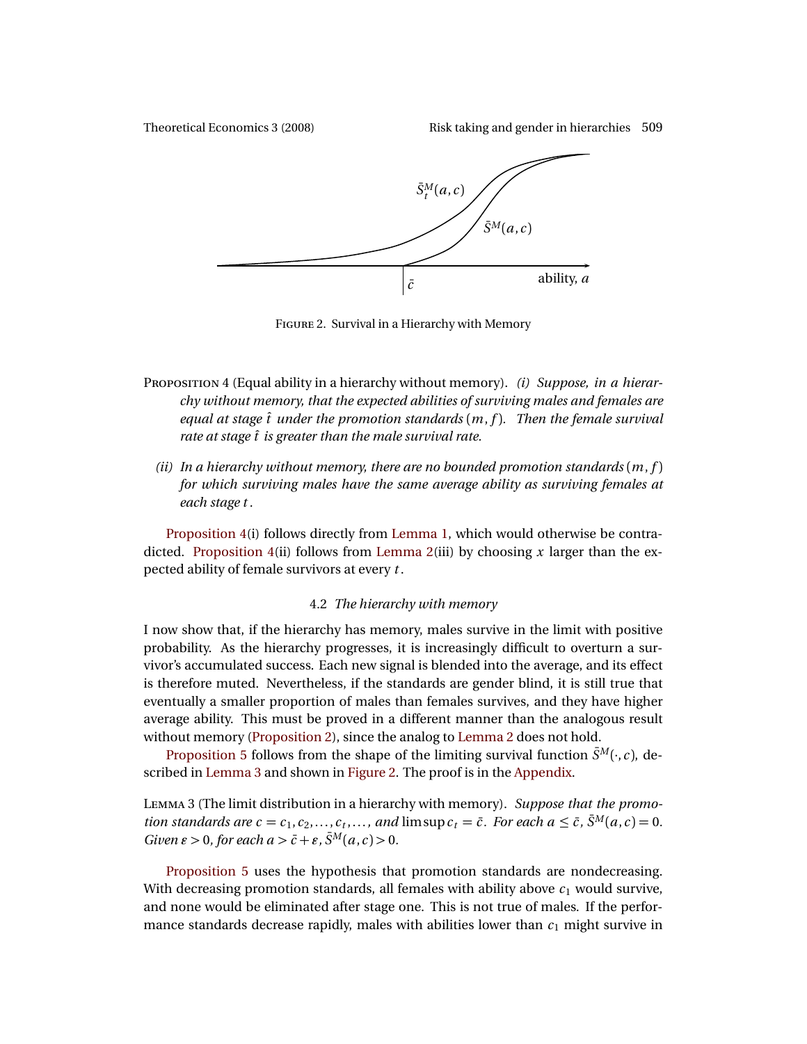Figure 2. Survival in a Hierarchy with Memory

Proposition 4 (Equal ability in a hierarchy without memory). *(i) Suppose, in a hierarchy without memory, that the expected abilities of surviving males and females are equal at stage $\hat{t}$ under the promotion standards $(m, f)$. Then the female survival rate at stage $\hat{t}$ is greater than the male survival rate.*

*(ii) In a hierarchy without memory, there are no bounded promotion standards $(m, f)$ for which surviving males have the same average ability as surviving females at each stage $t$.*

Proposition 4(i) follows directly from Lemma 1, which would otherwise be contradicted. Proposition 4(ii) follows from Lemma 2(iii) by choosing $x$ larger than the expected ability of female survivors at every $t$.

### 4.2 *The hierarchy with memory*

I now show that, if the hierarchy has memory, males survive in the limit with positive probability. As the hierarchy progresses, it is increasingly difficult to overturn a survivor's accumulated success. Each new signal is blended into the average, and its effect is therefore muted. Nevertheless, if the standards are gender blind, it is still true that eventually a smaller proportion of males than females survives, and they have higher average ability. This must be proved in a different manner than the analogous result without memory (Proposition 2), since the analog to Lemma 2 does not hold.

Proposition 5 follows from the shape of the limiting survival function $\bar{S}^M(\cdot, c)$, described in Lemma 3 and shown in Figure 2. The proof is in the Appendix.

Lemma 3 (The limit distribution in a hierarchy with memory). *Suppose that the promotion standards are $c = c_1, c_2, \ldots, c_t, \ldots$, and $\limsup c_t = \bar{c}$. For each $a \leq \bar{c}$, $\bar{S}^M(a, c) = 0$. Given $\varepsilon > 0$, for each $a > \bar{c} + \varepsilon$, $\bar{S}^M(a, c) > 0$.*

Proposition 5 uses the hypothesis that promotion standards are nondecreasing. With decreasing promotion standards, all females with ability above $c_1$ would survive, and none would be eliminated after stage one. This is not true of males. If the performance standards decrease rapidly, males with abilities lower than $c_1$ might survive in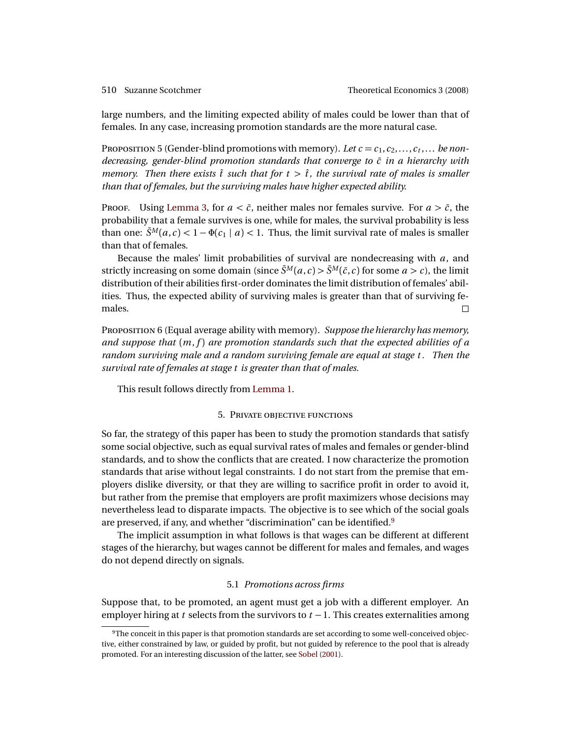large numbers, and the limiting expected ability of males could be lower than that of females. In any case, increasing promotion standards are the more natural case.

Proposition 5 (Gender-blind promotions with memory). *Let $c = c_1, c_2, \ldots, c_t, \ldots$ be nondecreasing, gender-blind promotion standards that converge to $\bar{c}$ in a hierarchy with memory. Then there exists $\hat{t}$ such that for $t > \hat{t}$, the survival rate of males is smaller than that of females, but the surviving males have higher expected ability.*

Proof. Using Lemma 3, for $a < \bar{c}$, neither males nor females survive. For $a > \bar{c}$, the probability that a female survives is one, while for males, the survival probability is less than one: $\bar{S}^M(a, c) < 1 - \Phi(c_1 \mid a) < 1$. Thus, the limit survival rate of males is smaller than that of females.

Because the males' limit probabilities of survival are nondecreasing with $a$, and strictly increasing on some domain (since $\bar{S}^M(a, c) > \bar{S}^M(\bar{c}, c)$ for some $a > c$), the limit distribution of their abilities first-order dominates the limit distribution of females' abilities. Thus, the expected ability of surviving males is greater than that of surviving females. □

Proposition 6 (Equal average ability with memory). *Suppose the hierarchy has memory, and suppose that $(m, f)$ are promotion standards such that the expected abilities of a random surviving male and a random surviving female are equal at stage $t$. Then the survival rate of females at stage $t$ is greater than that of males.*

This result follows directly from Lemma 1.

## 5. Private objective functions

So far, the strategy of this paper has been to study the promotion standards that satisfy some social objective, such as equal survival rates of males and females or gender-blind standards, and to show the conflicts that are created. I now characterize the promotion standards that arise without legal constraints. I do not start from the premise that employers dislike diversity, or that they are willing to sacrifice profit in order to avoid it, but rather from the premise that employers are profit maximizers whose decisions may nevertheless lead to disparate impacts. The objective is to see which of the social goals are preserved, if any, and whether "discrimination" can be identified.[9]

The implicit assumption in what follows is that wages can be different at different stages of the hierarchy, but wages cannot be different for males and females, and wages do not depend directly on signals.

### 5.1 *Promotions across firms*

Suppose that, to be promoted, an agent must get a job with a different employer. An employer hiring at $t$ selects from the survivors to $t - 1$. This creates externalities among

[9] The conceit in this paper is that promotion standards are set according to some well-conceived objective, either constrained by law, or guided by profit, but not guided by reference to the pool that is already promoted. For an interesting discussion of the latter, see Sobel (2001).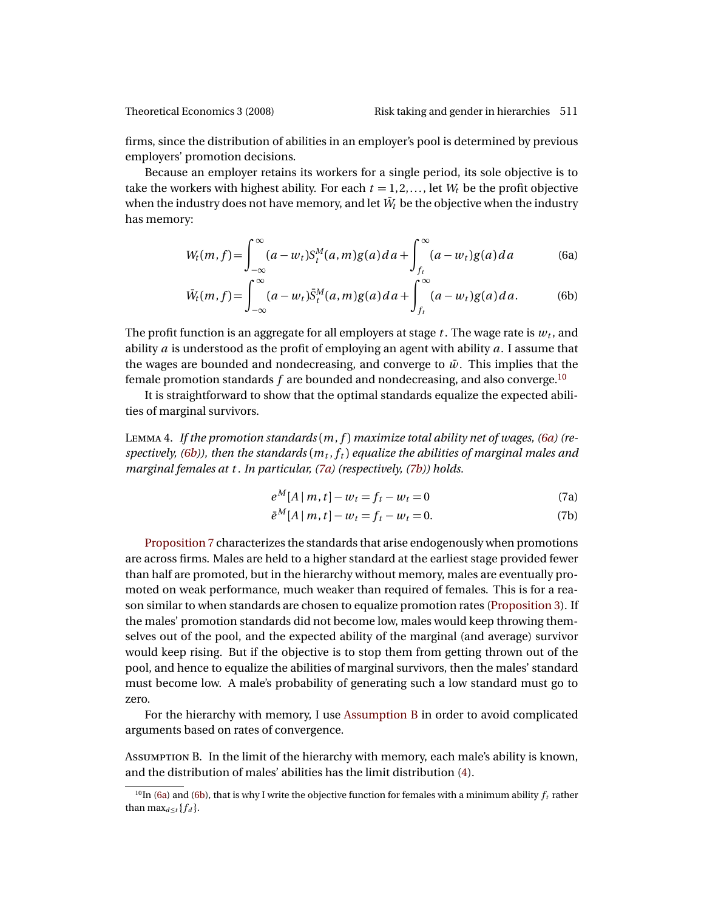firms, since the distribution of abilities in an employer's pool is determined by previous employers' promotion decisions.

Because an employer retains its workers for a single period, its sole objective is to take the workers with highest ability. For each $t = 1, 2, \ldots$, let $W_t$ be the profit objective when the industry does not have memory, and let $\bar{W}_t$ be the objective when the industry has memory:

$$W_t(m, f) = \int_{-\infty}^{\infty} (a - w_t) S_t^M(a, m) g(a)\, da + \int_{f_t}^{\infty} (a - w_t) g(a)\, da \tag{6a}$$

$$\bar{W}_t(m, f) = \int_{-\infty}^{\infty} (a - w_t) \bar{S}_t^M(a, m) g(a)\, da + \int_{f_t}^{\infty} (a - w_t) g(a)\, da. \tag{6b}$$

The profit function is an aggregate for all employers at stage $t$. The wage rate is $w_t$, and ability $a$ is understood as the profit of employing an agent with ability $a$. I assume that the wages are bounded and nondecreasing, and converge to $\bar{w}$. This implies that the female promotion standards $f$ are bounded and nondecreasing, and also converge.[10]

It is straightforward to show that the optimal standards equalize the expected abilities of marginal survivors.

Lemma 4. *If the promotion standards $(m, f)$ maximize total ability net of wages, (6a) (respectively, (6b)), then the standards $(m_t, f_t)$ equalize the abilities of marginal males and marginal females at $t$. In particular, (7a) (respectively, (7b)) holds.*

$$e^M[A \mid m, t] - w_t = f_t - w_t = 0 \tag{7a}$$

$$\bar{e}^M[A \mid m, t] - w_t = f_t - w_t = 0. \tag{7b}$$

Proposition 7 characterizes the standards that arise endogenously when promotions are across firms. Males are held to a higher standard at the earliest stage provided fewer than half are promoted, but in the hierarchy without memory, males are eventually promoted on weak performance, much weaker than required of females. This is for a reason similar to when standards are chosen to equalize promotion rates (Proposition 3). If the males' promotion standards did not become low, males would keep throwing themselves out of the pool, and the expected ability of the marginal (and average) survivor would keep rising. But if the objective is to stop them from getting thrown out of the pool, and hence to equalize the abilities of marginal survivors, then the males' standard must become low. A male's probability of generating such a low standard must go to zero.

For the hierarchy with memory, I use Assumption B in order to avoid complicated arguments based on rates of convergence.

Assumption B. In the limit of the hierarchy with memory, each male's ability is known, and the distribution of males' abilities has the limit distribution (4).

[10] In (6a) and (6b), that is why I write the objective function for females with a minimum ability $f_t$ rather than $\max_{d \le t}\{f_d\}$.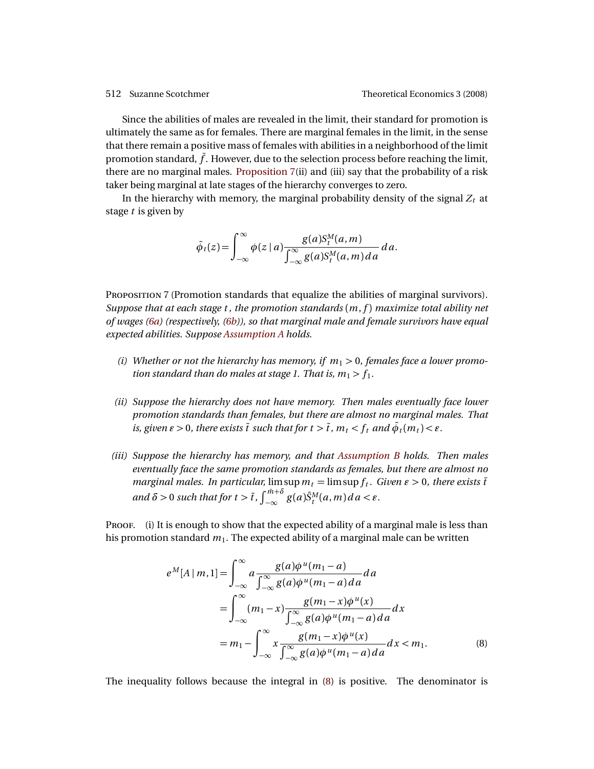Since the abilities of males are revealed in the limit, their standard for promotion is ultimately the same as for females. There are marginal females in the limit, in the sense that there remain a positive mass of females with abilities in a neighborhood of the limit promotion standard, $\bar{f}$. However, due to the selection process before reaching the limit, there are no marginal males. Proposition 7(ii) and (iii) say that the probability of a risk taker being marginal at late stages of the hierarchy converges to zero.

In the hierarchy with memory, the marginal probability density of the signal $Z_t$ at stage $t$ is given by

$$\tilde{\phi}_t(z) = \int_{-\infty}^{\infty} \phi(z \mid a) \frac{g(a) S_t^M(a,m)}{\int_{-\infty}^{\infty} g(a) S_t^M(a,m)\, da}\, da.$$

Proposition 7 (Promotion standards that equalize the abilities of marginal survivors). *Suppose that at each stage $t$, the promotion standards $(m,f)$ maximize total ability net of wages (6a) (respectively, (6b)), so that marginal male and female survivors have equal expected abilities. Suppose Assumption A holds.*

*(i) Whether or not the hierarchy has memory, if $m_1 > 0$, females face a lower promotion standard than do males at stage 1. That is, $m_1 > f_1$.*

*(ii) Suppose the hierarchy does not have memory. Then males eventually face lower promotion standards than females, but there are almost no marginal males. That is, given $\varepsilon > 0$, there exists $\tilde{t}$ such that for $t > \tilde{t}$, $m_t < f_t$ and $\tilde{\phi}_t(m_t) < \varepsilon$.*

*(iii) Suppose the hierarchy has memory, and that Assumption B holds. Then males eventually face the same promotion standards as females, but there are almost no marginal males. In particular, $\limsup m_t = \limsup f_t$. Given $\varepsilon > 0$, there exists $\tilde{t}$ and $\delta > 0$ such that for $t > \tilde{t}$, $\int_{-\infty}^{\bar{m}+\delta} g(a) \bar{S}_t^M(a,m)\, da < \varepsilon$.*

Proof. (i) It is enough to show that the expected ability of a marginal male is less than his promotion standard $m_1$. The expected ability of a marginal male can be written

$$\begin{aligned}
e^M[A \mid m, 1] &= \int_{-\infty}^{\infty} a \frac{g(a)\phi^u(m_1 - a)}{\int_{-\infty}^{\infty} g(a)\phi^u(m_1 - a)\, da}\, da \\
&= \int_{-\infty}^{\infty} (m_1 - x) \frac{g(m_1 - x)\phi^u(x)}{\int_{-\infty}^{\infty} g(a)\phi^u(m_1 - a)\, da}\, dx \\
&= m_1 - \int_{-\infty}^{\infty} x \frac{g(m_1 - x)\phi^u(x)}{\int_{-\infty}^{\infty} g(a)\phi^u(m_1 - a)\, da}\, dx < m_1. \qquad (8)
\end{aligned}$$

The inequality follows because the integral in (8) is positive. The denominator is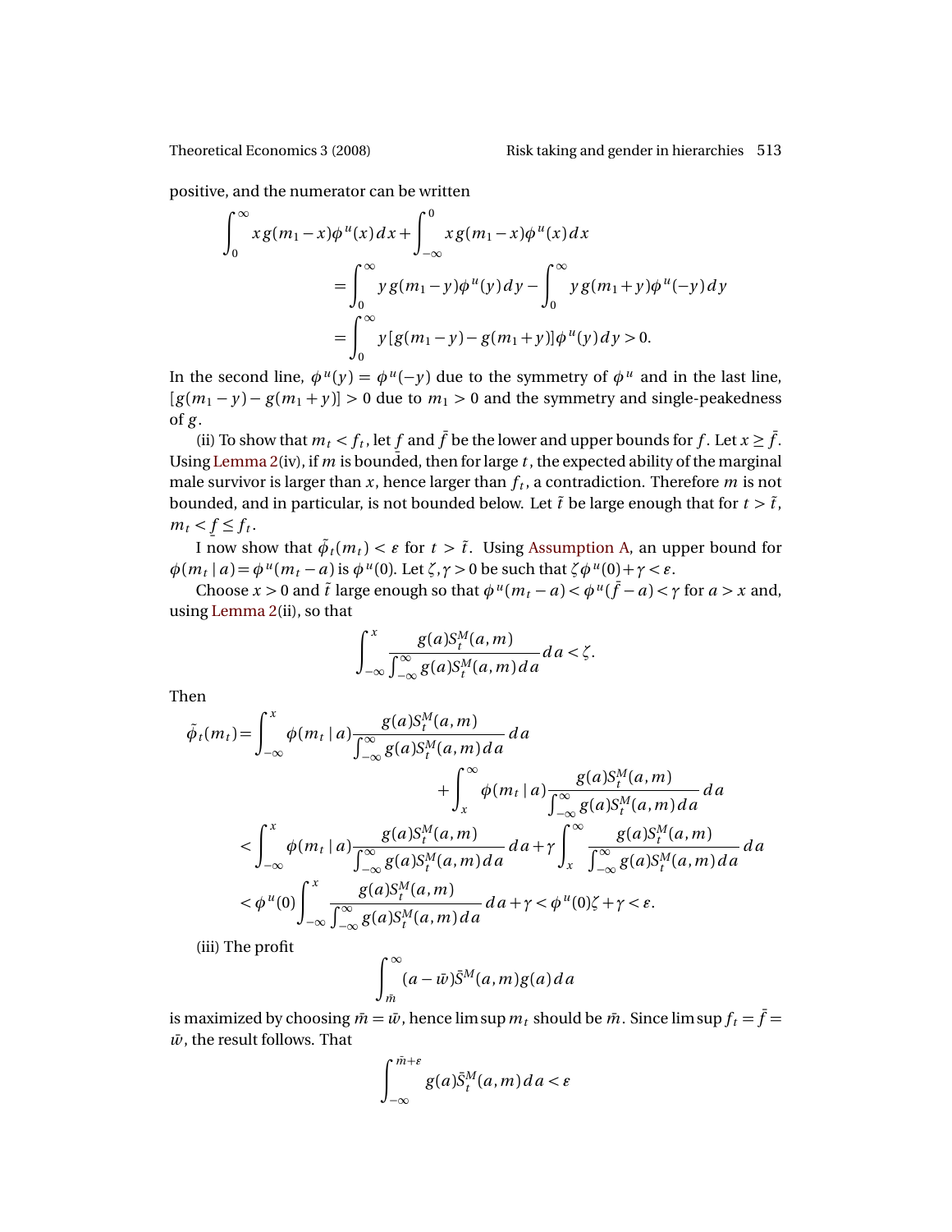positive, and the numerator can be written

$$
\begin{aligned}
\int_0^\infty x g(m_1 - x)\phi^u(x)\,dx &+ \int_{-\infty}^0 x g(m_1 - x)\phi^u(x)\,dx \\
&= \int_0^\infty y g(m_1 - y)\phi^u(y)\,dy - \int_0^\infty y g(m_1 + y)\phi^u(-y)\,dy \\
&= \int_0^\infty y[g(m_1 - y) - g(m_1 + y)]\phi^u(y)\,dy > 0.
\end{aligned}
$$

In the second line, $\phi^u(y) = \phi^u(-y)$ due to the symmetry of $\phi^u$ and in the last line, $[g(m_1 - y) - g(m_1 + y)] > 0$ due to $m_1 > 0$ and the symmetry and single-peakedness of $g$.

(ii) To show that $m_t < f_t$, let $\underline{f}$ and $\bar{f}$ be the lower and upper bounds for $f$. Let $x \geq \bar{f}$. Using Lemma 2(iv), if $m$ is bounded, then for large $t$, the expected ability of the marginal male survivor is larger than $x$, hence larger than $f_t$, a contradiction. Therefore $m$ is not bounded, and in particular, is not bounded below. Let $\tilde{t}$ be large enough that for $t > \tilde{t}$, $m_t < \underline{f} \leq f_t$.

I now show that $\tilde{\phi}_t(m_t) < \varepsilon$ for $t > \tilde{t}$. Using Assumption A, an upper bound for $\phi(m_t \mid a) = \phi^u(m_t - a)$ is $\phi^u(0)$. Let $\zeta, \gamma > 0$ be such that $\zeta\phi^u(0) + \gamma < \varepsilon$.

Choose $x > 0$ and $\tilde{t}$ large enough so that $\phi^u(m_t - a) < \phi^u(\bar{f} - a) < \gamma$ for $a > x$ and, using Lemma 2(ii), so that

$$
\int_{-\infty}^{x} \frac{g(a)S_t^M(a,m)}{\int_{-\infty}^{\infty} g(a)S_t^M(a,m)\,da}\,da < \zeta.
$$

Then

$$
\begin{aligned}
\tilde{\phi}_t(m_t) &= \int_{-\infty}^{x} \phi(m_t \mid a)\frac{g(a)S_t^M(a,m)}{\int_{-\infty}^{\infty} g(a)S_t^M(a,m)\,da}\,da \\
&\qquad\qquad + \int_{x}^{\infty} \phi(m_t \mid a)\frac{g(a)S_t^M(a,m)}{\int_{-\infty}^{\infty} g(a)S_t^M(a,m)\,da}\,da \\
&< \int_{-\infty}^{x} \phi(m_t \mid a)\frac{g(a)S_t^M(a,m)}{\int_{-\infty}^{\infty} g(a)S_t^M(a,m)\,da}\,da + \gamma\int_{x}^{\infty} \frac{g(a)S_t^M(a,m)}{\int_{-\infty}^{\infty} g(a)S_t^M(a,m)\,da}\,da \\
&< \phi^u(0)\int_{-\infty}^{x} \frac{g(a)S_t^M(a,m)}{\int_{-\infty}^{\infty} g(a)S_t^M(a,m)\,da}\,da + \gamma < \phi^u(0)\zeta + \gamma < \varepsilon.
\end{aligned}
$$

(iii) The profit

$$
\int_{\bar{m}}^{\infty} (a - \bar{w})\bar{S}^M(a,m)g(a)\,da
$$

is maximized by choosing $\bar{m} = \bar{w}$, hence $\limsup m_t$ should be $\bar{m}$. Since $\limsup f_t = \bar{f} = \bar{w}$, the result follows. That

$$
\int_{-\infty}^{\bar{m}+\varepsilon} g(a)\bar{S}_t^M(a,m)\,da < \varepsilon
$$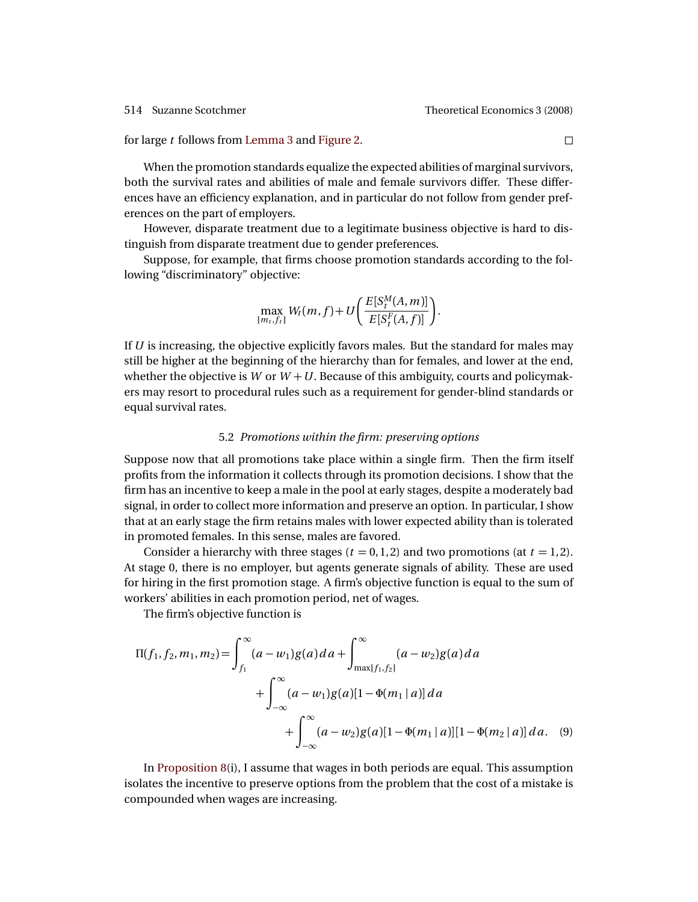for large $t$ follows from Lemma 3 and Figure 2. □

When the promotion standards equalize the expected abilities of marginal survivors, both the survival rates and abilities of male and female survivors differ. These differences have an efficiency explanation, and in particular do not follow from gender preferences on the part of employers.

However, disparate treatment due to a legitimate business objective is hard to distinguish from disparate treatment due to gender preferences.

Suppose, for example, that firms choose promotion standards according to the following "discriminatory" objective:

$$\max_{\{m_t, f_t\}} W_t(m,f) + U\left(\frac{E[S_t^M(A,m)]}{E[S_t^F(A,f)]}\right).$$

If $U$ is increasing, the objective explicitly favors males. But the standard for males may still be higher at the beginning of the hierarchy than for females, and lower at the end, whether the objective is $W$ or $W+U$. Because of this ambiguity, courts and policymakers may resort to procedural rules such as a requirement for gender-blind standards or equal survival rates.

### 5.2 *Promotions within the firm: preserving options*

Suppose now that all promotions take place within a single firm. Then the firm itself profits from the information it collects through its promotion decisions. I show that the firm has an incentive to keep a male in the pool at early stages, despite a moderately bad signal, in order to collect more information and preserve an option. In particular, I show that at an early stage the firm retains males with lower expected ability than is tolerated in promoted females. In this sense, males are favored.

Consider a hierarchy with three stages ($t = 0, 1, 2$) and two promotions (at $t = 1, 2$). At stage 0, there is no employer, but agents generate signals of ability. These are used for hiring in the first promotion stage. A firm's objective function is equal to the sum of workers' abilities in each promotion period, net of wages.

The firm's objective function is

$$\begin{aligned}\Pi(f_1, f_2, m_1, m_2) = &\int_{f_1}^{\infty} (a - w_1) g(a)\, da + \int_{\max\{f_1, f_2\}}^{\infty} (a - w_2) g(a)\, da \\ &+ \int_{-\infty}^{\infty} (a - w_1) g(a)[1 - \Phi(m_1 \mid a)]\, da \\ &+ \int_{-\infty}^{\infty} (a - w_2) g(a)[1 - \Phi(m_1 \mid a)][1 - \Phi(m_2 \mid a)]\, da. \quad (9)\end{aligned}$$

In Proposition 8(i), I assume that wages in both periods are equal. This assumption isolates the incentive to preserve options from the problem that the cost of a mistake is compounded when wages are increasing.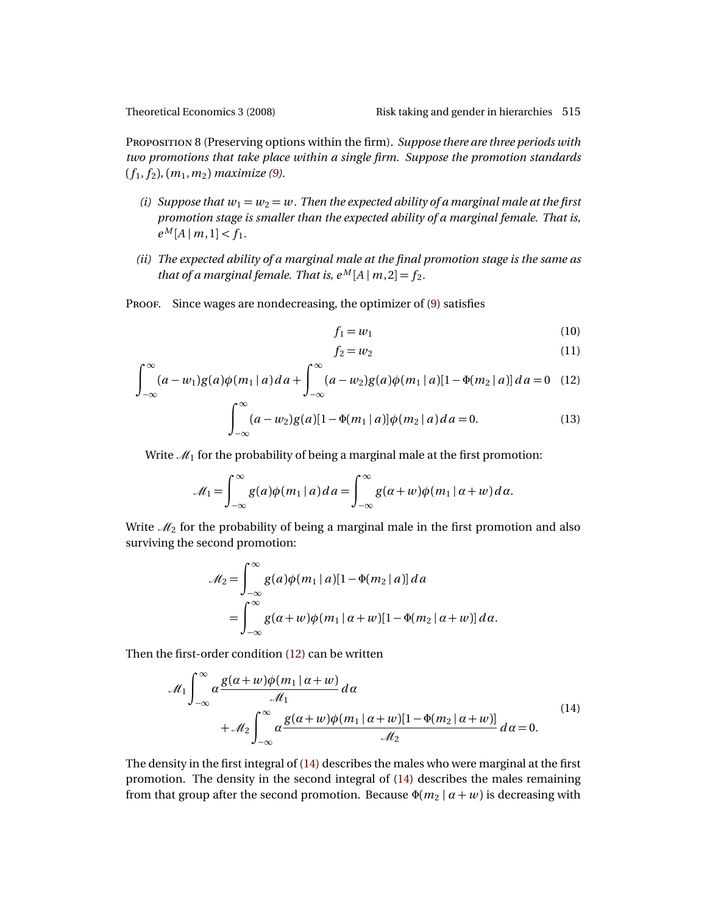Proposition 8 (Preserving options within the firm). *Suppose there are three periods with two promotions that take place within a single firm. Suppose the promotion standards $(f_1, f_2), (m_1, m_2)$ maximize (9).*

*(i) Suppose that $w_1 = w_2 = w$. Then the expected ability of a marginal male at the first promotion stage is smaller than the expected ability of a marginal female. That is, $e^M[A \mid m, 1] < f_1$.*

*(ii) The expected ability of a marginal male at the final promotion stage is the same as that of a marginal female. That is, $e^M[A \mid m, 2] = f_2$.*

Proof. Since wages are nondecreasing, the optimizer of (9) satisfies

$$f_1 = w_1 \tag{10}$$

$$f_2 = w_2 \tag{11}$$

$$\int_{-\infty}^{\infty} (a - w_1) g(a) \phi(m_1 \mid a)\, da + \int_{-\infty}^{\infty} (a - w_2) g(a) \phi(m_1 \mid a)[1 - \Phi(m_2 \mid a)]\, da = 0 \tag{12}$$

$$\int_{-\infty}^{\infty} (a - w_2) g(a)[1 - \Phi(m_1 \mid a)] \phi(m_2 \mid a)\, da = 0. \tag{13}$$

Write $\mathscr{M}_1$ for the probability of being a marginal male at the first promotion:

$$\mathscr{M}_1 = \int_{-\infty}^{\infty} g(a) \phi(m_1 \mid a)\, da = \int_{-\infty}^{\infty} g(\alpha + w) \phi(m_1 \mid \alpha + w)\, d\alpha.$$

Write $\mathscr{M}_2$ for the probability of being a marginal male in the first promotion and also surviving the second promotion:

$$\begin{aligned}
\mathscr{M}_2 &= \int_{-\infty}^{\infty} g(a) \phi(m_1 \mid a)[1 - \Phi(m_2 \mid a)]\, da \\
&= \int_{-\infty}^{\infty} g(\alpha + w) \phi(m_1 \mid \alpha + w)[1 - \Phi(m_2 \mid \alpha + w)]\, d\alpha.
\end{aligned}$$

Then the first-order condition (12) can be written

$$\begin{aligned}
&\mathscr{M}_1 \int_{-\infty}^{\infty} \alpha \frac{g(\alpha + w) \phi(m_1 \mid \alpha + w)}{\mathscr{M}_1}\, d\alpha \\
&\qquad + \mathscr{M}_2 \int_{-\infty}^{\infty} \alpha \frac{g(\alpha + w) \phi(m_1 \mid \alpha + w)[1 - \Phi(m_2 \mid \alpha + w)]}{\mathscr{M}_2}\, d\alpha = 0.
\end{aligned} \tag{14}$$

The density in the first integral of (14) describes the males who were marginal at the first promotion. The density in the second integral of (14) describes the males remaining from that group after the second promotion. Because $\Phi(m_2 \mid \alpha + w)$ is decreasing with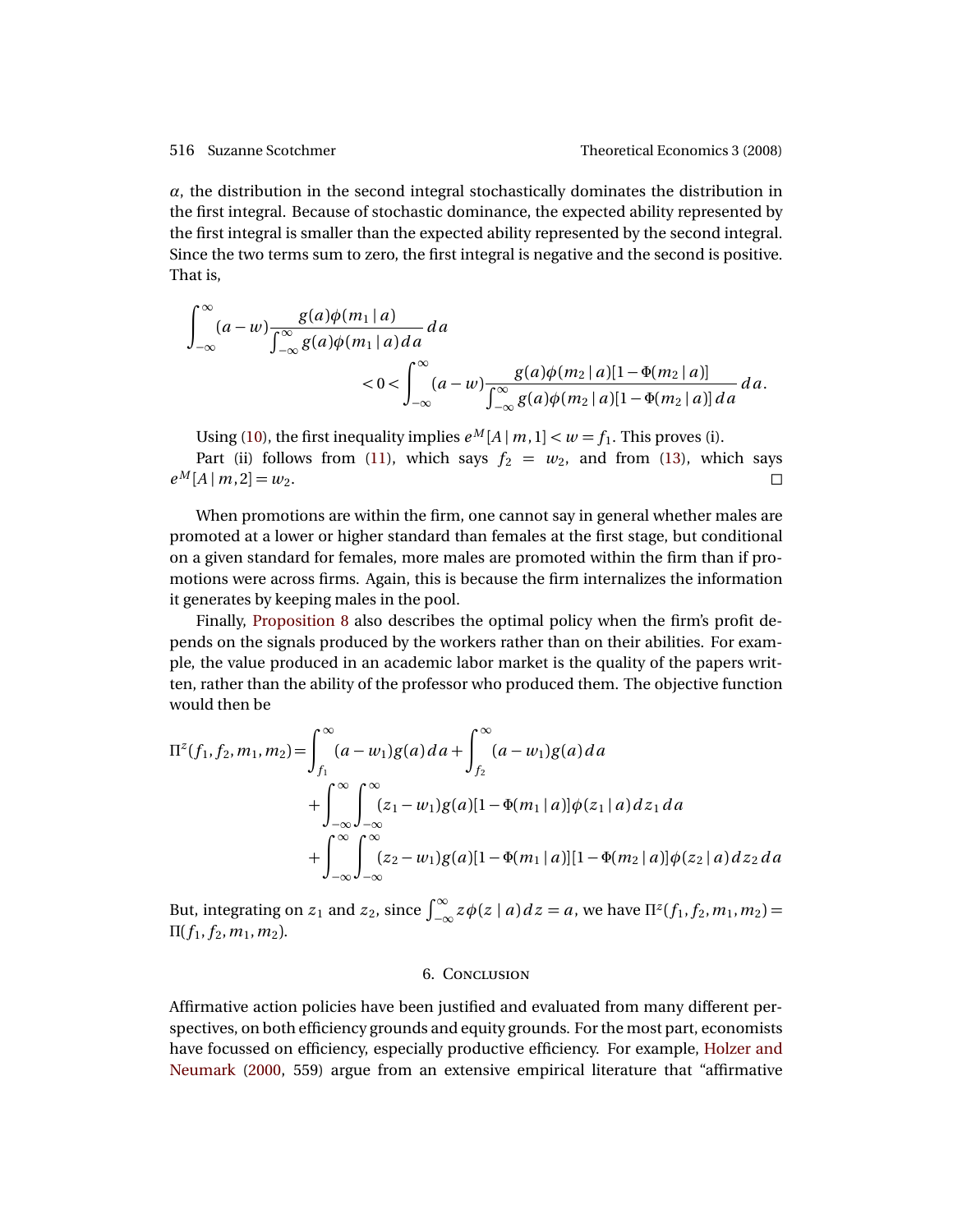$a$, the distribution in the second integral stochastically dominates the distribution in the first integral. Because of stochastic dominance, the expected ability represented by the first integral is smaller than the expected ability represented by the second integral. Since the two terms sum to zero, the first integral is negative and the second is positive. That is,

$$\int_{-\infty}^{\infty}(a-w)\frac{g(a)\phi(m_1\mid a)}{\int_{-\infty}^{\infty}g(a)\phi(m_1\mid a)\,da}\,da < 0 < \int_{-\infty}^{\infty}(a-w)\frac{g(a)\phi(m_2\mid a)[1-\Phi(m_2\mid a)]}{\int_{-\infty}^{\infty}g(a)\phi(m_2\mid a)[1-\Phi(m_2\mid a)]\,da}\,da.$$

Using (10), the first inequality implies $e^M[A\mid m,1]<w=f_1$. This proves (i).

Part (ii) follows from (11), which says $f_2 = w_2$, and from (13), which says $e^M[A\mid m,2]=w_2$. □

When promotions are within the firm, one cannot say in general whether males are promoted at a lower or higher standard than females at the first stage, but conditional on a given standard for females, more males are promoted within the firm than if promotions were across firms. Again, this is because the firm internalizes the information it generates by keeping males in the pool.

Finally, Proposition 8 also describes the optimal policy when the firm's profit depends on the signals produced by the workers rather than on their abilities. For example, the value produced in an academic labor market is the quality of the papers written, rather than the ability of the professor who produced them. The objective function would then be

$$\begin{aligned}\Pi^z(f_1,f_2,m_1,m_2)=&\int_{f_1}^{\infty}(a-w_1)g(a)\,da+\int_{f_2}^{\infty}(a-w_1)g(a)\,da\\&+\int_{-\infty}^{\infty}\int_{-\infty}^{\infty}(z_1-w_1)g(a)[1-\Phi(m_1\mid a)]\phi(z_1\mid a)\,dz_1\,da\\&+\int_{-\infty}^{\infty}\int_{-\infty}^{\infty}(z_2-w_1)g(a)[1-\Phi(m_1\mid a)][1-\Phi(m_2\mid a)]\phi(z_2\mid a)\,dz_2\,da\end{aligned}$$

But, integrating on $z_1$ and $z_2$, since $\int_{-\infty}^{\infty}z\phi(z\mid a)\,dz=a$, we have $\Pi^z(f_1,f_2,m_1,m_2)=\Pi(f_1,f_2,m_1,m_2)$.

## 6. Conclusion

Affirmative action policies have been justified and evaluated from many different perspectives, on both efficiency grounds and equity grounds. For the most part, economists have focussed on efficiency, especially productive efficiency. For example, Holzer and Neumark (2000, 559) argue from an extensive empirical literature that "affirmative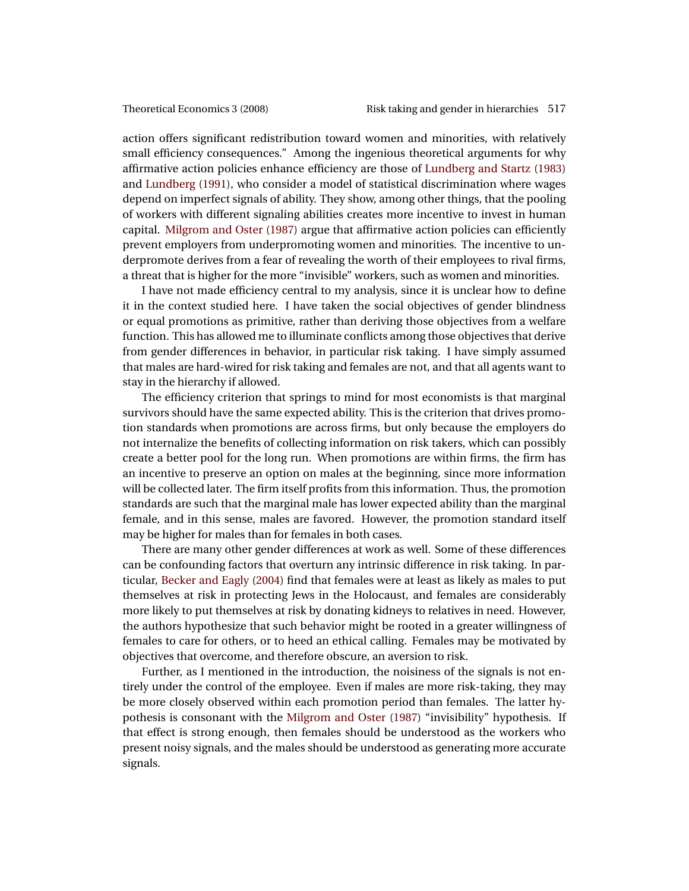action offers significant redistribution toward women and minorities, with relatively small efficiency consequences." Among the ingenious theoretical arguments for why affirmative action policies enhance efficiency are those of Lundberg and Startz (1983) and Lundberg (1991), who consider a model of statistical discrimination where wages depend on imperfect signals of ability. They show, among other things, that the pooling of workers with different signaling abilities creates more incentive to invest in human capital. Milgrom and Oster (1987) argue that affirmative action policies can efficiently prevent employers from underpromoting women and minorities. The incentive to underpromote derives from a fear of revealing the worth of their employees to rival firms, a threat that is higher for the more "invisible" workers, such as women and minorities.

I have not made efficiency central to my analysis, since it is unclear how to define it in the context studied here. I have taken the social objectives of gender blindness or equal promotions as primitive, rather than deriving those objectives from a welfare function. This has allowed me to illuminate conflicts among those objectives that derive from gender differences in behavior, in particular risk taking. I have simply assumed that males are hard-wired for risk taking and females are not, and that all agents want to stay in the hierarchy if allowed.

The efficiency criterion that springs to mind for most economists is that marginal survivors should have the same expected ability. This is the criterion that drives promotion standards when promotions are across firms, but only because the employers do not internalize the benefits of collecting information on risk takers, which can possibly create a better pool for the long run. When promotions are within firms, the firm has an incentive to preserve an option on males at the beginning, since more information will be collected later. The firm itself profits from this information. Thus, the promotion standards are such that the marginal male has lower expected ability than the marginal female, and in this sense, males are favored. However, the promotion standard itself may be higher for males than for females in both cases.

There are many other gender differences at work as well. Some of these differences can be confounding factors that overturn any intrinsic difference in risk taking. In particular, Becker and Eagly (2004) find that females were at least as likely as males to put themselves at risk in protecting Jews in the Holocaust, and females are considerably more likely to put themselves at risk by donating kidneys to relatives in need. However, the authors hypothesize that such behavior might be rooted in a greater willingness of females to care for others, or to heed an ethical calling. Females may be motivated by objectives that overcome, and therefore obscure, an aversion to risk.

Further, as I mentioned in the introduction, the noisiness of the signals is not entirely under the control of the employee. Even if males are more risk-taking, they may be more closely observed within each promotion period than females. The latter hypothesis is consonant with the Milgrom and Oster (1987) "invisibility" hypothesis. If that effect is strong enough, then females should be understood as the workers who present noisy signals, and the males should be understood as generating more accurate signals.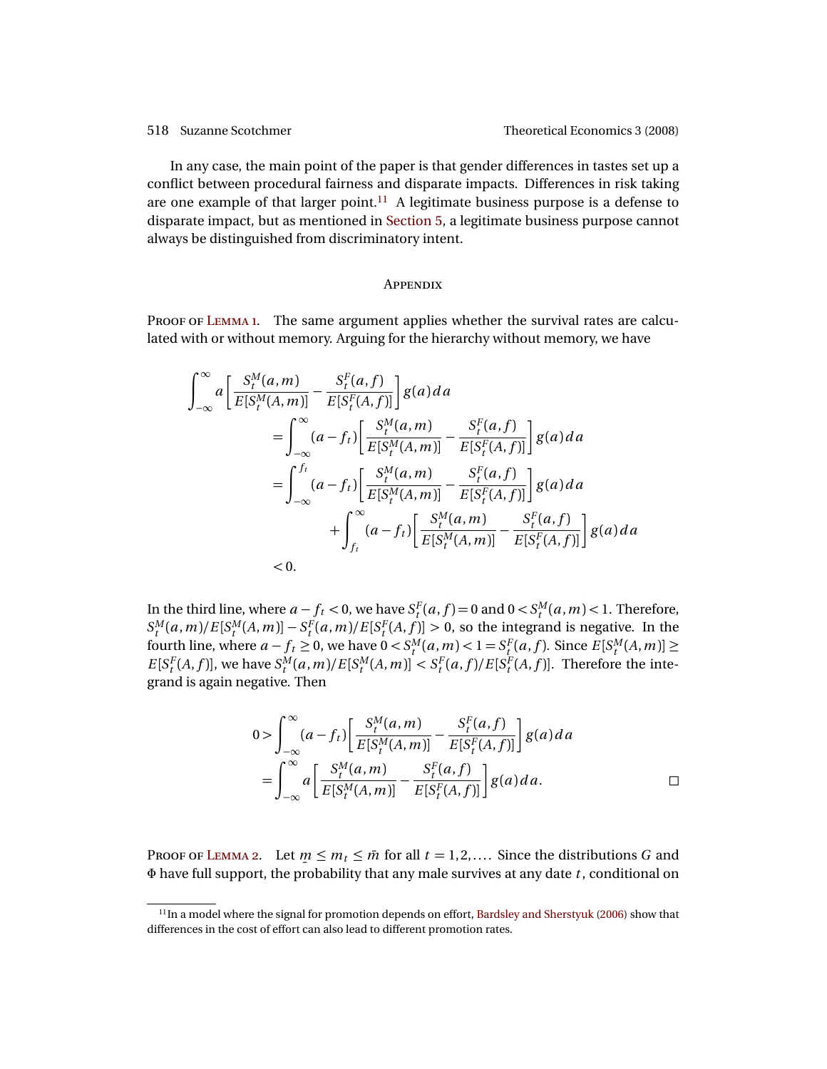In any case, the main point of the paper is that gender differences in tastes set up a conflict between procedural fairness and disparate impacts. Differences in risk taking are one example of that larger point.[11] A legitimate business purpose is a defense to disparate impact, but as mentioned in Section 5, a legitimate business purpose cannot always be distinguished from discriminatory intent.

## Appendix

Proof of Lemma 1. The same argument applies whether the survival rates are calculated with or without memory. Arguing for the hierarchy without memory, we have

$$
\begin{aligned}
\int_{-\infty}^{\infty} a\left[\frac{S_t^M(a,m)}{E[S_t^M(A,m)]}-\frac{S_t^F(a,f)}{E[S_t^F(A,f)]}\right]g(a)\,da
&= \int_{-\infty}^{\infty} (a-f_t)\left[\frac{S_t^M(a,m)}{E[S_t^M(A,m)]}-\frac{S_t^F(a,f)}{E[S_t^F(A,f)]}\right]g(a)\,da \\
&= \int_{-\infty}^{f_t} (a-f_t)\left[\frac{S_t^M(a,m)}{E[S_t^M(A,m)]}-\frac{S_t^F(a,f)}{E[S_t^F(A,f)]}\right]g(a)\,da \\
&\qquad + \int_{f_t}^{\infty} (a-f_t)\left[\frac{S_t^M(a,m)}{E[S_t^M(A,m)]}-\frac{S_t^F(a,f)}{E[S_t^F(A,f)]}\right]g(a)\,da \\
&< 0.
\end{aligned}
$$

In the third line, where $a-f_t<0$, we have $S_t^F(a,f)=0$ and $0<S_t^M(a,m)<1$. Therefore, $S_t^M(a,m)/E[S_t^M(A,m)]-S_t^F(a,m)/E[S_t^F(A,f)]>0$, so the integrand is negative. In the fourth line, where $a-f_t\geq 0$, we have $0<S_t^M(a,m)<1=S_t^F(a,f)$. Since $E[S_t^M(A,m)]\geq E[S_t^F(A,f)]$, we have $S_t^M(a,m)/E[S_t^M(A,m)]<S_t^F(a,f)/E[S_t^F(A,f)]$. Therefore the integrand is again negative. Then

$$
\begin{aligned}
0 &> \int_{-\infty}^{\infty} (a-f_t)\left[\frac{S_t^M(a,m)}{E[S_t^M(A,m)]}-\frac{S_t^F(a,f)}{E[S_t^F(A,f)]}\right]g(a)\,da \\
&= \int_{-\infty}^{\infty} a\left[\frac{S_t^M(a,m)}{E[S_t^M(A,m)]}-\frac{S_t^F(a,f)}{E[S_t^F(A,f)]}\right]g(a)\,da. \qquad \square
\end{aligned}
$$

Proof of Lemma 2. Let $\underline{m}\leq m_t\leq \bar{m}$ for all $t=1,2,\ldots$. Since the distributions $G$ and $\Phi$ have full support, the probability that any male survives at any date $t$, conditional on

[11] In a model where the signal for promotion depends on effort, Bardsley and Sherstyuk (2006) show that differences in the cost of effort can also lead to different promotion rates.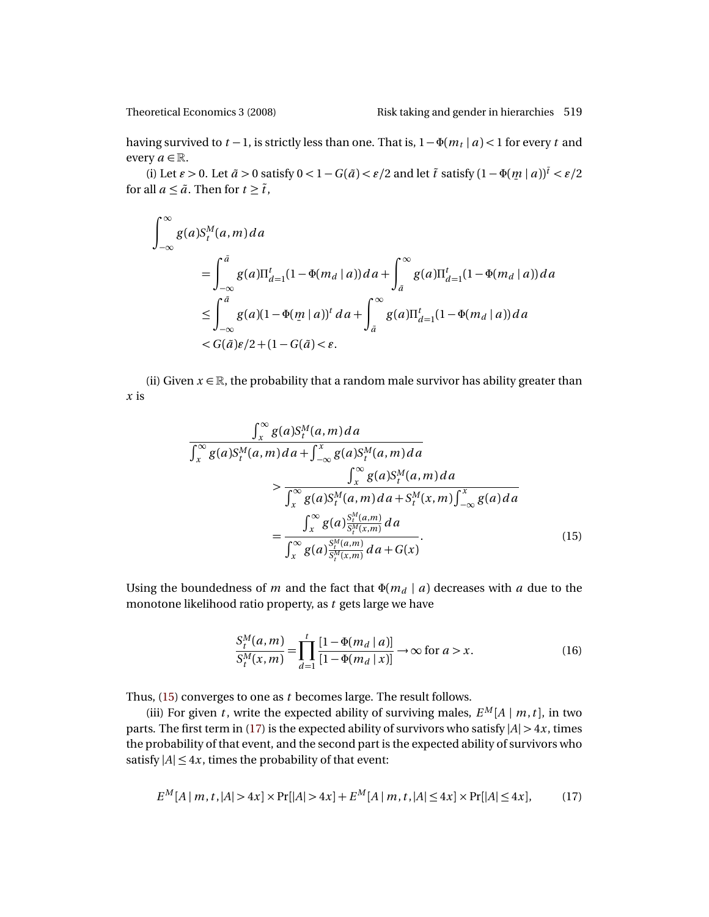having survived to $t-1$, is strictly less than one. That is, $1-\Phi(m_t \mid a) < 1$ for every $t$ and every $a \in \mathbb{R}$.

(i) Let $\varepsilon > 0$. Let $\tilde{a} > 0$ satisfy $0 < 1 - G(\tilde{a}) < \varepsilon/2$ and let $\tilde{t}$ satisfy $(1-\Phi(\underline{m} \mid a))^{\tilde{t}} < \varepsilon/2$ for all $a \leq \tilde{a}$. Then for $t \geq \tilde{t}$,

$$
\begin{aligned}
\int_{-\infty}^{\infty} & g(a) S_t^M(a,m)\, da \\
&= \int_{-\infty}^{\tilde{a}} g(a) \Pi_{d=1}^{t} (1-\Phi(m_d \mid a))\, da + \int_{\tilde{a}}^{\infty} g(a) \Pi_{d=1}^{t} (1-\Phi(m_d \mid a))\, da \\
&\leq \int_{-\infty}^{\tilde{a}} g(a)(1-\Phi(\underline{m} \mid a))^t\, da + \int_{\tilde{a}}^{\infty} g(a) \Pi_{d=1}^{t} (1-\Phi(m_d \mid a))\, da \\
&< G(\tilde{a})\varepsilon/2 + (1-G(\tilde{a})) < \varepsilon.
\end{aligned}
$$

(ii) Given $x \in \mathbb{R}$, the probability that a random male survivor has ability greater than $x$ is

$$
\begin{aligned}
\frac{\int_x^{\infty} g(a) S_t^M(a,m)\, da}{\int_x^{\infty} g(a) S_t^M(a,m)\, da + \int_{-\infty}^{x} g(a) S_t^M(a,m)\, da} \\
> \frac{\int_x^{\infty} g(a) S_t^M(a,m)\, da}{\int_x^{\infty} g(a) S_t^M(a,m)\, da + S_t^M(x,m) \int_{-\infty}^{x} g(a)\, da} \\
= \frac{\int_x^{\infty} g(a) \frac{S_t^M(a,m)}{S_t^M(x,m)}\, da}{\int_x^{\infty} g(a) \frac{S_t^M(a,m)}{S_t^M(x,m)}\, da + G(x)}.
\end{aligned}
\tag{15}
$$

Using the boundedness of $m$ and the fact that $\Phi(m_d \mid a)$ decreases with $a$ due to the monotone likelihood ratio property, as $t$ gets large we have

$$
\frac{S_t^M(a,m)}{S_t^M(x,m)} = \prod_{d=1}^{t} \frac{[1-\Phi(m_d \mid a)]}{[1-\Phi(m_d \mid x)]} \to \infty \text{ for } a > x.
\tag{16}
$$

Thus, (15) converges to one as $t$ becomes large. The result follows.

(iii) For given $t$, write the expected ability of surviving males, $E^M[A \mid m, t]$, in two parts. The first term in (17) is the expected ability of survivors who satisfy $|A| > 4x$, times the probability of that event, and the second part is the expected ability of survivors who satisfy $|A| \leq 4x$, times the probability of that event:

$$
E^M[A \mid m, t, |A| > 4x] \times \Pr[|A| > 4x] + E^M[A \mid m, t, |A| \leq 4x] \times \Pr[|A| \leq 4x],
\tag{17}
$$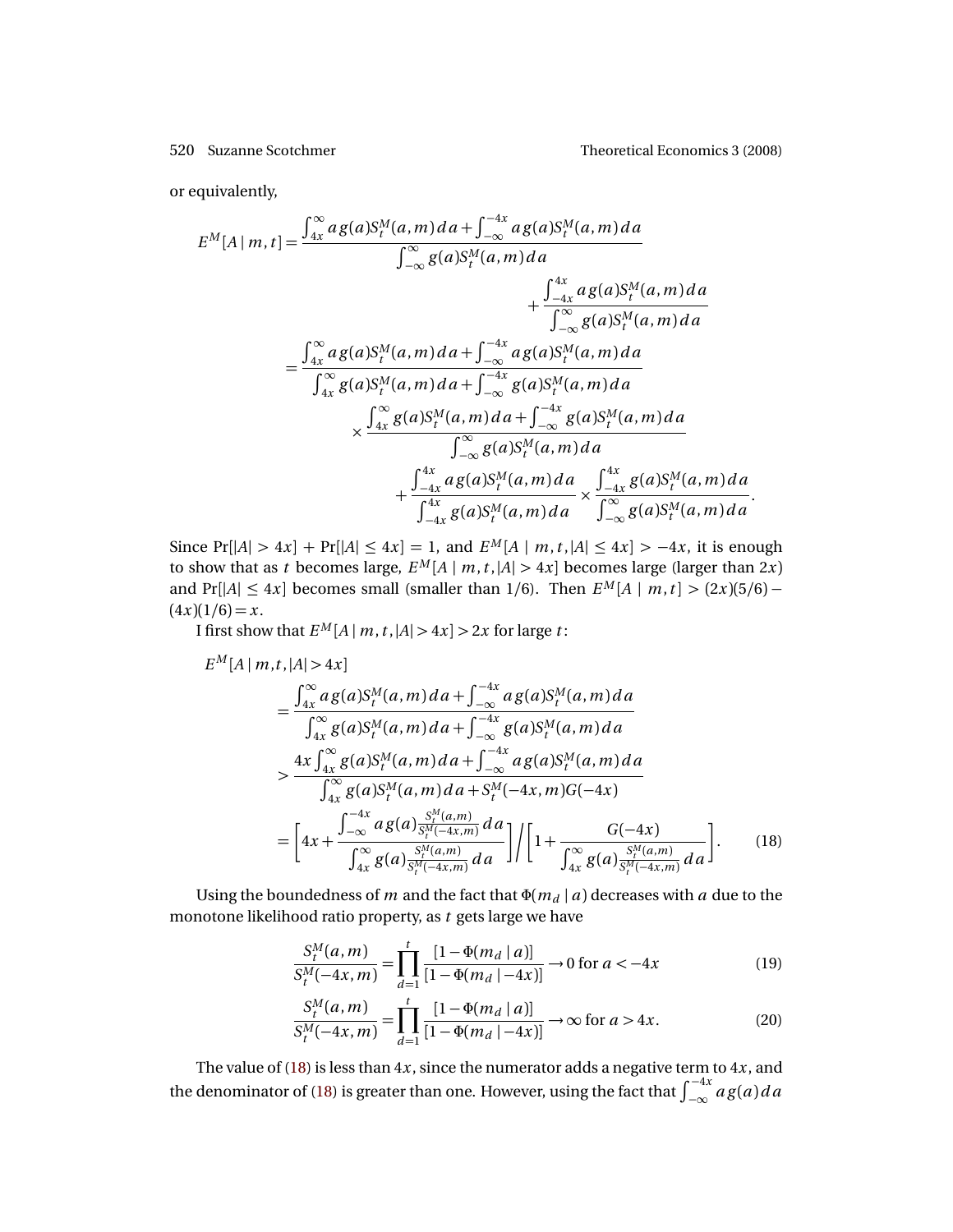or equivalently,

$$
\begin{aligned}
E^M[A \mid m,t] &= \frac{\int_{4x}^{\infty} a\,g(a)S_t^M(a,m)\,da + \int_{-\infty}^{-4x} a\,g(a)S_t^M(a,m)\,da}{\int_{-\infty}^{\infty} g(a)S_t^M(a,m)\,da} \\
&\qquad\qquad + \frac{\int_{-4x}^{4x} a\,g(a)S_t^M(a,m)\,da}{\int_{-\infty}^{\infty} g(a)S_t^M(a,m)\,da} \\
&= \frac{\int_{4x}^{\infty} a\,g(a)S_t^M(a,m)\,da + \int_{-\infty}^{-4x} a\,g(a)S_t^M(a,m)\,da}{\int_{4x}^{\infty} g(a)S_t^M(a,m)\,da + \int_{-\infty}^{-4x} g(a)S_t^M(a,m)\,da} \\
&\qquad \times \frac{\int_{4x}^{\infty} g(a)S_t^M(a,m)\,da + \int_{-\infty}^{-4x} g(a)S_t^M(a,m)\,da}{\int_{-\infty}^{\infty} g(a)S_t^M(a,m)\,da} \\
&\qquad\qquad + \frac{\int_{-4x}^{4x} a\,g(a)S_t^M(a,m)\,da}{\int_{-4x}^{4x} g(a)S_t^M(a,m)\,da} \times \frac{\int_{-4x}^{4x} g(a)S_t^M(a,m)\,da}{\int_{-\infty}^{\infty} g(a)S_t^M(a,m)\,da}.
\end{aligned}
$$

Since $\Pr[|A| > 4x] + \Pr[|A| \le 4x] = 1$, and $E^M[A \mid m,t,|A| \le 4x] > -4x$, it is enough to show that as $t$ becomes large, $E^M[A \mid m,t,|A| > 4x]$ becomes large (larger than $2x$) and $\Pr[|A| \le 4x]$ becomes small (smaller than $1/6$). Then $E^M[A \mid m,t] > (2x)(5/6) - (4x)(1/6) = x$.

I first show that $E^M[A \mid m,t,|A| > 4x] > 2x$ for large $t$:

$$
\begin{aligned}
&E^M[A \mid m,t,|A| > 4x] \\
&\quad = \frac{\int_{4x}^{\infty} a\,g(a)S_t^M(a,m)\,da + \int_{-\infty}^{-4x} a\,g(a)S_t^M(a,m)\,da}{\int_{4x}^{\infty} g(a)S_t^M(a,m)\,da + \int_{-\infty}^{-4x} g(a)S_t^M(a,m)\,da} \\
&\quad > \frac{4x\int_{4x}^{\infty} g(a)S_t^M(a,m)\,da + \int_{-\infty}^{-4x} a\,g(a)S_t^M(a,m)\,da}{\int_{4x}^{\infty} g(a)S_t^M(a,m)\,da + S_t^M(-4x,m)G(-4x)} \\
&\quad = \left[4x + \frac{\int_{-\infty}^{-4x} a\,g(a)\frac{S_t^M(a,m)}{S_t^M(-4x,m)}\,da}{\int_{4x}^{\infty} g(a)\frac{S_t^M(a,m)}{S_t^M(-4x,m)}\,da}\right] \Bigg/ \left[1 + \frac{G(-4x)}{\int_{4x}^{\infty} g(a)\frac{S_t^M(a,m)}{S_t^M(-4x,m)}\,da}\right]. \qquad (18)
\end{aligned}
$$

Using the boundedness of $m$ and the fact that $\Phi(m_d \mid a)$ decreases with $a$ due to the monotone likelihood ratio property, as $t$ gets large we have

$$
\frac{S_t^M(a,m)}{S_t^M(-4x,m)} = \prod_{d=1}^{t} \frac{[1-\Phi(m_d \mid a)]}{[1-\Phi(m_d \mid -4x)]} \to 0 \text{ for } a < -4x \qquad (19)
$$

$$
\frac{S_t^M(a,m)}{S_t^M(-4x,m)} = \prod_{d=1}^{t} \frac{[1-\Phi(m_d \mid a)]}{[1-\Phi(m_d \mid -4x)]} \to \infty \text{ for } a > 4x. \qquad (20)
$$

The value of (18) is less than $4x$, since the numerator adds a negative term to $4x$, and the denominator of (18) is greater than one. However, using the fact that $\int_{-\infty}^{-4x} a\,g(a)\,da$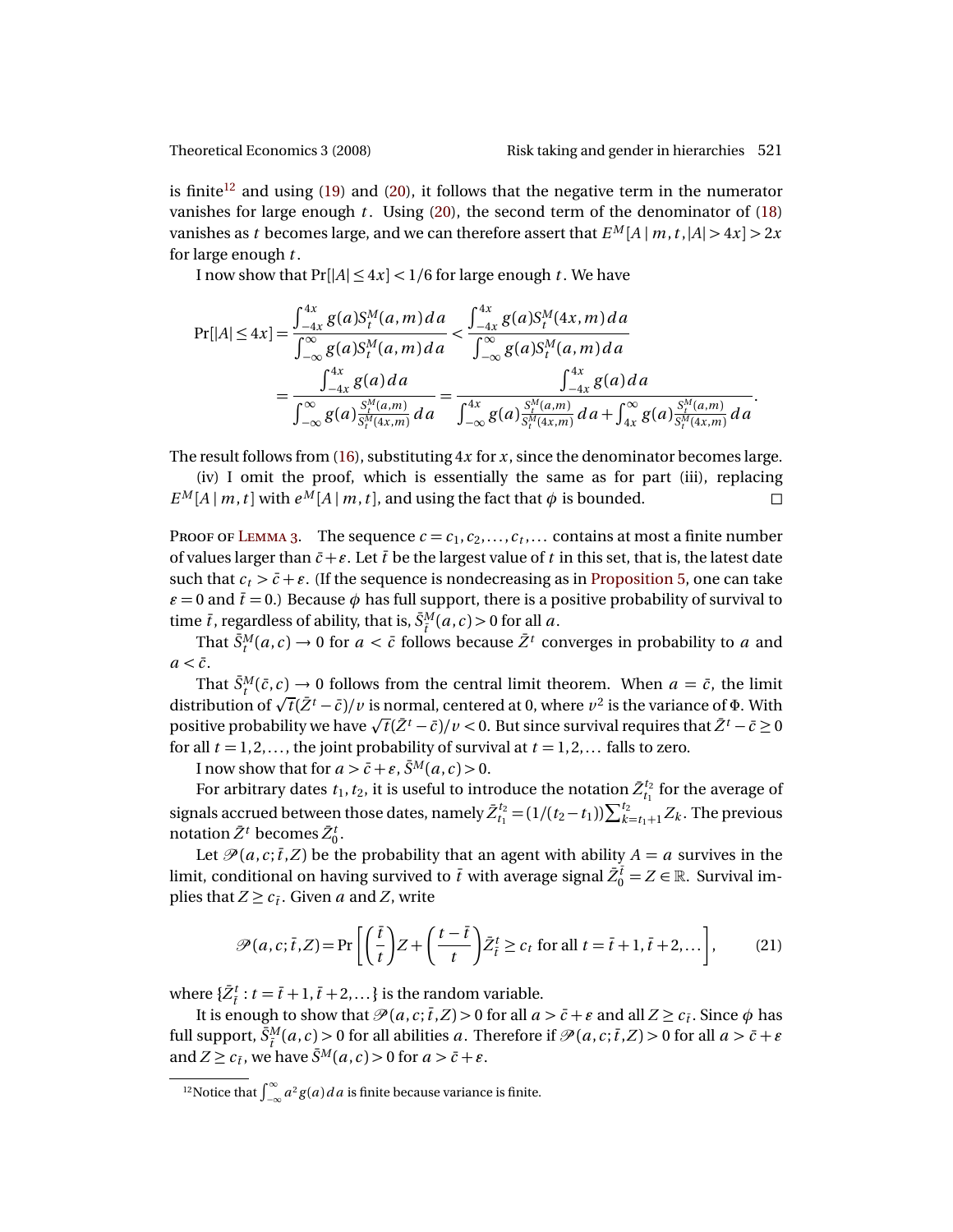is finite[12] and using (19) and (20), it follows that the negative term in the numerator vanishes for large enough $t$. Using (20), the second term of the denominator of (18) vanishes as $t$ becomes large, and we can therefore assert that $E^M[A \mid m, t, |A| > 4x] > 2x$ for large enough $t$.

I now show that $\Pr[|A| \leq 4x] < 1/6$ for large enough $t$. We have

$$\Pr[|A| \leq 4x] = \frac{\int_{-4x}^{4x} g(a) S_t^M(a, m)\, da}{\int_{-\infty}^{\infty} g(a) S_t^M(a, m)\, da} < \frac{\int_{-4x}^{4x} g(a) S_t^M(4x, m)\, da}{\int_{-\infty}^{\infty} g(a) S_t^M(a, m)\, da}$$

$$= \frac{\int_{-4x}^{4x} g(a)\, da}{\int_{-\infty}^{\infty} g(a) \frac{S_t^M(a,m)}{S_t^M(4x,m)}\, da} = \frac{\int_{-4x}^{4x} g(a)\, da}{\int_{-\infty}^{4x} g(a) \frac{S_t^M(a,m)}{S_t^M(4x,m)}\, da + \int_{4x}^{\infty} g(a) \frac{S_t^M(a,m)}{S_t^M(4x,m)}\, da}.$$

The result follows from (16), substituting $4x$ for $x$, since the denominator becomes large.

(iv) I omit the proof, which is essentially the same as for part (iii), replacing $E^M[A \mid m, t]$ with $e^M[A \mid m, t]$, and using the fact that $\phi$ is bounded. $\square$

Proof of Lemma 3. The sequence $c = c_1, c_2, \ldots, c_t, \ldots$ contains at most a finite number of values larger than $\bar{c} + \varepsilon$. Let $\bar{t}$ be the largest value of $t$ in this set, that is, the latest date such that $c_t > \bar{c} + \varepsilon$. (If the sequence is nondecreasing as in Proposition 5, one can take $\varepsilon = 0$ and $\bar{t} = 0$.) Because $\phi$ has full support, there is a positive probability of survival to time $\bar{t}$, regardless of ability, that is, $\bar{S}_{\bar{t}}^M(a, c) > 0$ for all $a$.

That $\bar{S}_t^M(a, c) \to 0$ for $a < \bar{c}$ follows because $\bar{Z}^t$ converges in probability to $a$ and $a < \bar{c}$.

That $\bar{S}_t^M(\bar{c}, c) \to 0$ follows from the central limit theorem. When $a = \bar{c}$, the limit distribution of $\sqrt{t}(\bar{Z}^t - \bar{c})/v$ is normal, centered at 0, where $v^2$ is the variance of $\Phi$. With positive probability we have $\sqrt{t}(\bar{Z}^t - \bar{c})/v < 0$. But since survival requires that $\bar{Z}^t - \bar{c} \geq 0$ for all $t = 1, 2, \ldots$, the joint probability of survival at $t = 1, 2, \ldots$ falls to zero.

I now show that for $a > \bar{c} + \varepsilon$, $\bar{S}^M(a, c) > 0$.

For arbitrary dates $t_1, t_2$, it is useful to introduce the notation $\bar{Z}_{t_1}^{t_2}$ for the average of signals accrued between those dates, namely $\bar{Z}_{t_1}^{t_2} = (1/(t_2 - t_1)) \sum_{k=t_1+1}^{t_2} Z_k$. The previous notation $\bar{Z}^t$ becomes $\bar{Z}_0^t$.

Let $\mathscr{P}(a, c; \bar{t}, Z)$ be the probability that an agent with ability $A = a$ survives in the limit, conditional on having survived to $\bar{t}$ with average signal $\bar{Z}_0^{\bar{t}} = Z \in \mathbb{R}$. Survival implies that $Z \geq c_{\bar{t}}$. Given $a$ and $Z$, write

$$\mathscr{P}(a, c; \bar{t}, Z) = \Pr\left[\left(\frac{\bar{t}}{t}\right) Z + \left(\frac{t - \bar{t}}{t}\right) \bar{Z}_{\bar{t}}^t \geq c_t \text{ for all } t = \bar{t} + 1, \bar{t} + 2, \ldots\right], \tag{21}$$

where $\{\bar{Z}_{\bar{t}}^t : t = \bar{t} + 1, \bar{t} + 2, \ldots\}$ is the random variable.

It is enough to show that $\mathscr{P}(a, c; \bar{t}, Z) > 0$ for all $a > \bar{c} + \varepsilon$ and all $Z \geq c_{\bar{t}}$. Since $\phi$ has full support, $\bar{S}_{\bar{t}}^M(a, c) > 0$ for all abilities $a$. Therefore if $\mathscr{P}(a, c; \bar{t}, Z) > 0$ for all $a > \bar{c} + \varepsilon$ and $Z \geq c_{\bar{t}}$, we have $\bar{S}^M(a, c) > 0$ for $a > \bar{c} + \varepsilon$.

[12] Notice that $\int_{-\infty}^{\infty} a^2 g(a)\, da$ is finite because variance is finite.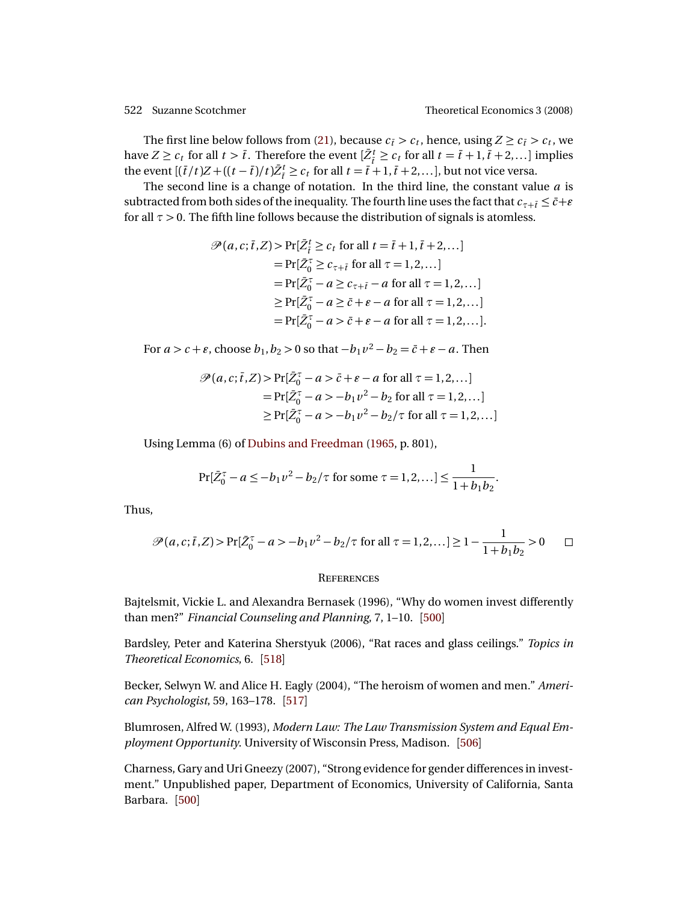The first line below follows from (21), because $c_{\bar{t}} > c_t$, hence, using $Z \geq c_{\bar{t}} > c_t$, we have $Z \geq c_t$ for all $t > \bar{t}$. Therefore the event $[\bar{Z}_{\bar{t}}^t \geq c_t \text{ for all } t = \bar{t}+1, \bar{t}+2, \ldots]$ implies the event $[(\bar{t}/t)Z + ((t-\bar{t})/t)\bar{Z}_{\bar{t}}^t \geq c_t \text{ for all } t = \bar{t}+1, \bar{t}+2, \ldots]$, but not vice versa.

The second line is a change of notation. In the third line, the constant value $a$ is subtracted from both sides of the inequality. The fourth line uses the fact that $c_{\tau+\bar{t}} \leq \bar{c}+\varepsilon$ for all $\tau > 0$. The fifth line follows because the distribution of signals is atomless.

$$
\begin{aligned}
\mathscr{P}(a, c; \bar{t}, Z) &> \Pr[\bar{Z}_{\bar{t}}^t \geq c_t \text{ for all } t = \bar{t}+1, \bar{t}+2, \ldots] \\
&= \Pr[\bar{Z}_0^\tau \geq c_{\tau+\bar{t}} \text{ for all } \tau = 1, 2, \ldots] \\
&= \Pr[\bar{Z}_0^\tau - a \geq c_{\tau+\bar{t}} - a \text{ for all } \tau = 1, 2, \ldots] \\
&\geq \Pr[\bar{Z}_0^\tau - a \geq \bar{c} + \varepsilon - a \text{ for all } \tau = 1, 2, \ldots] \\
&= \Pr[\bar{Z}_0^\tau - a > \bar{c} + \varepsilon - a \text{ for all } \tau = 1, 2, \ldots].
\end{aligned}
$$

For $a > c + \varepsilon$, choose $b_1, b_2 > 0$ so that $-b_1 v^2 - b_2 = \bar{c} + \varepsilon - a$. Then

$$
\begin{aligned}
\mathscr{P}(a, c; \bar{t}, Z) &> \Pr[\bar{Z}_0^\tau - a > \bar{c} + \varepsilon - a \text{ for all } \tau = 1, 2, \ldots] \\
&= \Pr[\bar{Z}_0^\tau - a > -b_1 v^2 - b_2 \text{ for all } \tau = 1, 2, \ldots] \\
&\geq \Pr[\bar{Z}_0^\tau - a > -b_1 v^2 - b_2/\tau \text{ for all } \tau = 1, 2, \ldots]
\end{aligned}
$$

Using Lemma (6) of Dubins and Freedman (1965, p. 801),

$$
\Pr[\bar{Z}_0^\tau - a \leq -b_1 v^2 - b_2/\tau \text{ for some } \tau = 1, 2, \ldots] \leq \frac{1}{1 + b_1 b_2}.
$$

Thus,

$$
\mathscr{P}(a, c; \bar{t}, Z) > \Pr[\bar{Z}_0^\tau - a > -b_1 v^2 - b_2/\tau \text{ for all } \tau = 1, 2, \ldots] \geq 1 - \frac{1}{1 + b_1 b_2} > 0 \qquad \square
$$

## References

Bajtelsmit, Vickie L. and Alexandra Bernasek (1996), "Why do women invest differently than men?" *Financial Counseling and Planning*, 7, 1–10. [500]

Bardsley, Peter and Katerina Sherstyuk (2006), "Rat races and glass ceilings." *Topics in Theoretical Economics*, 6. [518]

Becker, Selwyn W. and Alice H. Eagly (2004), "The heroism of women and men." *American Psychologist*, 59, 163–178. [517]

Blumrosen, Alfred W. (1993), *Modern Law: The Law Transmission System and Equal Employment Opportunity*. University of Wisconsin Press, Madison. [506]

Charness, Gary and Uri Gneezy (2007), "Strong evidence for gender differences in investment." Unpublished paper, Department of Economics, University of California, Santa Barbara. [500]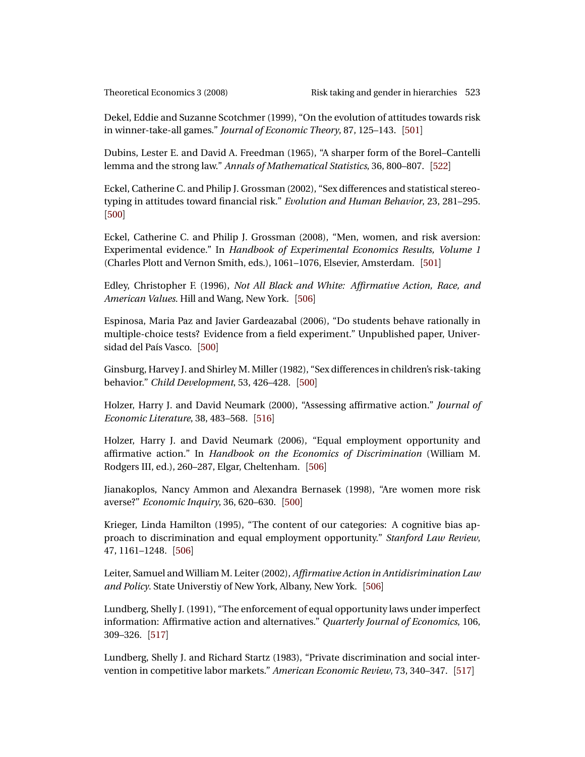Dekel, Eddie and Suzanne Scotchmer (1999), "On the evolution of attitudes towards risk in winner-take-all games." *Journal of Economic Theory*, 87, 125–143. [501]

Dubins, Lester E. and David A. Freedman (1965), "A sharper form of the Borel–Cantelli lemma and the strong law." *Annals of Mathematical Statistics*, 36, 800–807. [522]

Eckel, Catherine C. and Philip J. Grossman (2002), "Sex differences and statistical stereotyping in attitudes toward financial risk." *Evolution and Human Behavior*, 23, 281–295. [500]

Eckel, Catherine C. and Philip J. Grossman (2008), "Men, women, and risk aversion: Experimental evidence." In *Handbook of Experimental Economics Results, Volume 1* (Charles Plott and Vernon Smith, eds.), 1061–1076, Elsevier, Amsterdam. [501]

Edley, Christopher F. (1996), *Not All Black and White: Affirmative Action, Race, and American Values*. Hill and Wang, New York. [506]

Espinosa, Maria Paz and Javier Gardeazabal (2006), "Do students behave rationally in multiple-choice tests? Evidence from a field experiment." Unpublished paper, Universidad del País Vasco. [500]

Ginsburg, Harvey J. and Shirley M. Miller (1982), "Sex differences in children's risk-taking behavior." *Child Development*, 53, 426–428. [500]

Holzer, Harry J. and David Neumark (2000), "Assessing affirmative action." *Journal of Economic Literature*, 38, 483–568. [516]

Holzer, Harry J. and David Neumark (2006), "Equal employment opportunity and affirmative action." In *Handbook on the Economics of Discrimination* (William M. Rodgers III, ed.), 260–287, Elgar, Cheltenham. [506]

Jianakoplos, Nancy Ammon and Alexandra Bernasek (1998), "Are women more risk averse?" *Economic Inquiry*, 36, 620–630. [500]

Krieger, Linda Hamilton (1995), "The content of our categories: A cognitive bias approach to discrimination and equal employment opportunity." *Stanford Law Review*, 47, 1161–1248. [506]

Leiter, Samuel and William M. Leiter (2002), *Affirmative Action in Antidisrimination Law and Policy*. State Universtiy of New York, Albany, New York. [506]

Lundberg, Shelly J. (1991), "The enforcement of equal opportunity laws under imperfect information: Affirmative action and alternatives." *Quarterly Journal of Economics*, 106, 309–326. [517]

Lundberg, Shelly J. and Richard Startz (1983), "Private discrimination and social intervention in competitive labor markets." *American Economic Review*, 73, 340–347. [517]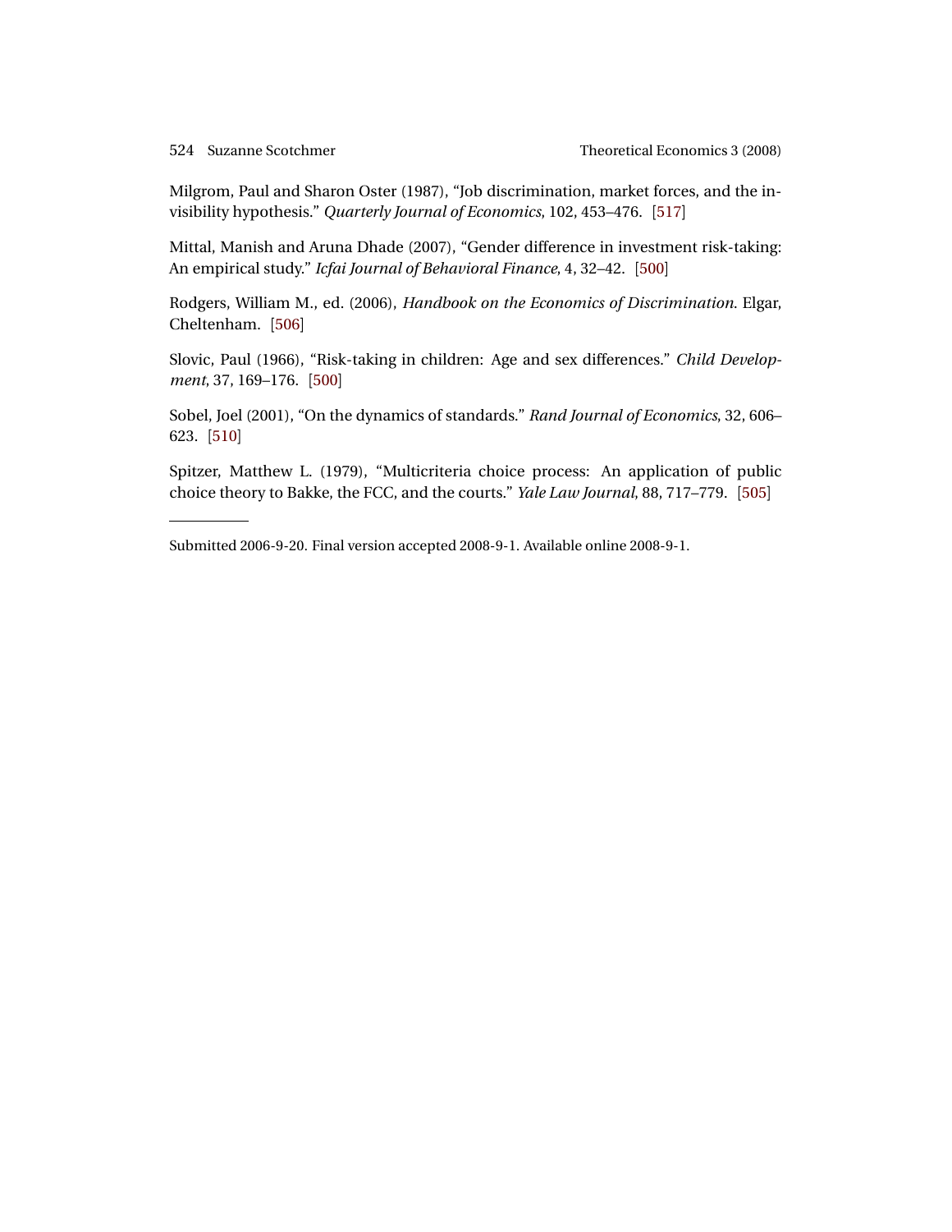Milgrom, Paul and Sharon Oster (1987), "Job discrimination, market forces, and the invisibility hypothesis." *Quarterly Journal of Economics*, 102, 453–476. [517]

Mittal, Manish and Aruna Dhade (2007), "Gender difference in investment risk-taking: An empirical study." *Icfai Journal of Behavioral Finance*, 4, 32–42. [500]

Rodgers, William M., ed. (2006), *Handbook on the Economics of Discrimination*. Elgar, Cheltenham. [506]

Slovic, Paul (1966), "Risk-taking in children: Age and sex differences." *Child Development*, 37, 169–176. [500]

Sobel, Joel (2001), "On the dynamics of standards." *Rand Journal of Economics*, 32, 606–623. [510]

Spitzer, Matthew L. (1979), "Multicriteria choice process: An application of public choice theory to Bakke, the FCC, and the courts." *Yale Law Journal*, 88, 717–779. [505]

---

Submitted 2006-9-20. Final version accepted 2008-9-1. Available online 2008-9-1.